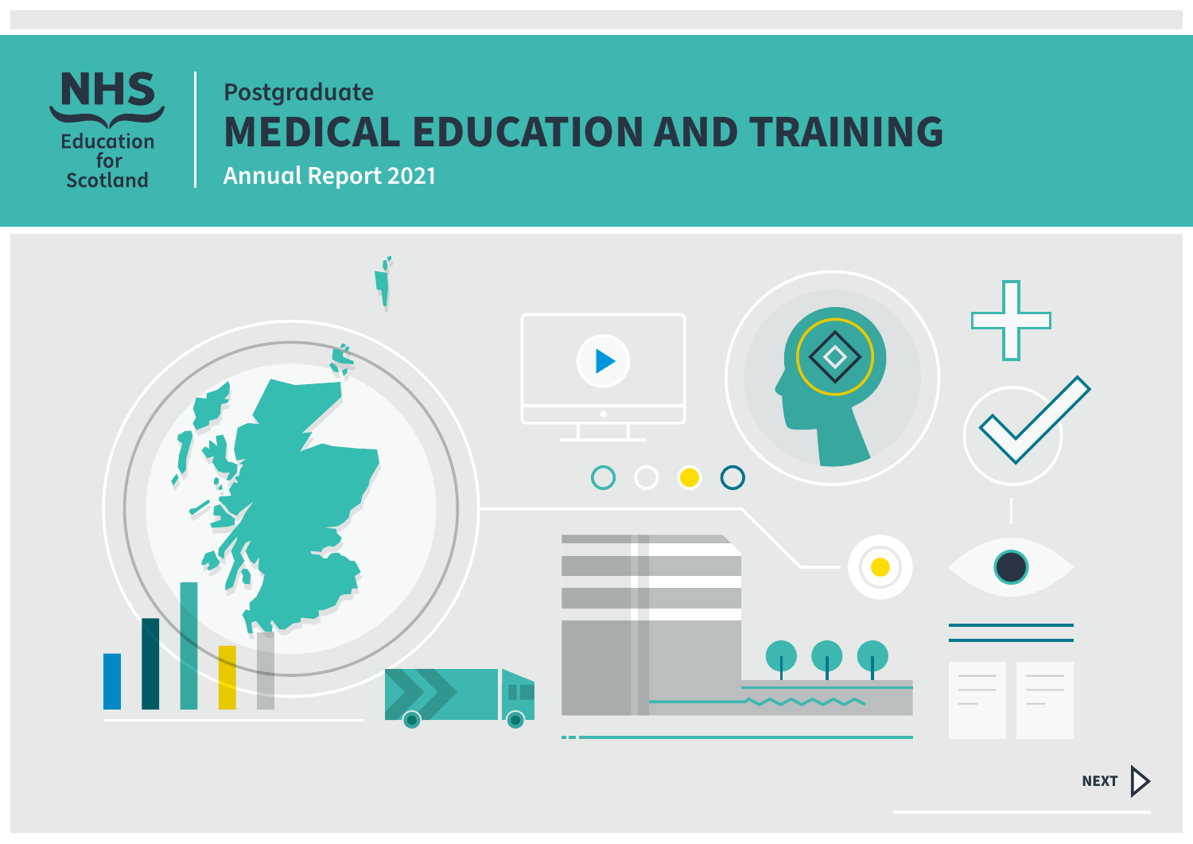NHS Education for Scotland

Postgraduate

# MEDICAL EDUCATION AND TRAINING

## Annual Report 2021

NEXT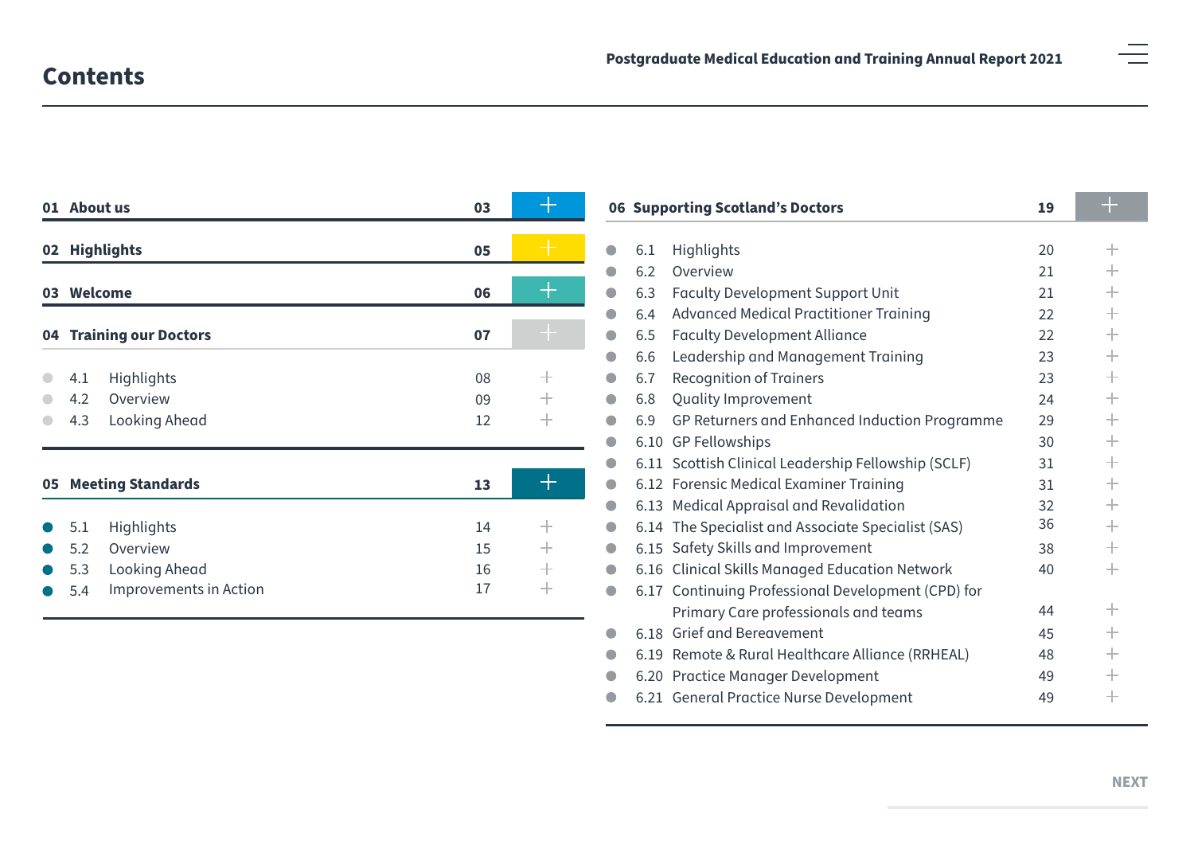# Contents

| Section | Page |
| --- | --- |
| **01 About us** | **03** |
| **02 Highlights** | **05** |
| **03 Welcome** | **06** |
| **04 Training our Doctors** | **07** |
| 4.1 Highlights | 08 |
| 4.2 Overview | 09 |
| 4.3 Looking Ahead | 12 |
| **05 Meeting Standards** | **13** |
| 5.1 Highlights | 14 |
| 5.2 Overview | 15 |
| 5.3 Looking Ahead | 16 |
| 5.4 Improvements in Action | 17 |
| **06 Supporting Scotland's Doctors** | **19** |
| 6.1 Highlights | 20 |
| 6.2 Overview | 21 |
| 6.3 Faculty Development Support Unit | 21 |
| 6.4 Advanced Medical Practitioner Training | 22 |
| 6.5 Faculty Development Alliance | 22 |
| 6.6 Leadership and Management Training | 23 |
| 6.7 Recognition of Trainers | 23 |
| 6.8 Quality Improvement | 24 |
| 6.9 GP Returners and Enhanced Induction Programme | 29 |
| 6.10 GP Fellowships | 30 |
| 6.11 Scottish Clinical Leadership Fellowship (SCLF) | 31 |
| 6.12 Forensic Medical Examiner Training | 31 |
| 6.13 Medical Appraisal and Revalidation | 32 |
| 6.14 The Specialist and Associate Specialist (SAS) | 36 |
| 6.15 Safety Skills and Improvement | 38 |
| 6.16 Clinical Skills Managed Education Network | 40 |
| 6.17 Continuing Professional Development (CPD) for Primary Care professionals and teams | 44 |
| 6.18 Grief and Bereavement | 45 |
| 6.19 Remote & Rural Healthcare Alliance (RRHEAL) | 48 |
| 6.20 Practice Manager Development | 49 |
| 6.21 General Practice Nurse Development | 49 |

NEXT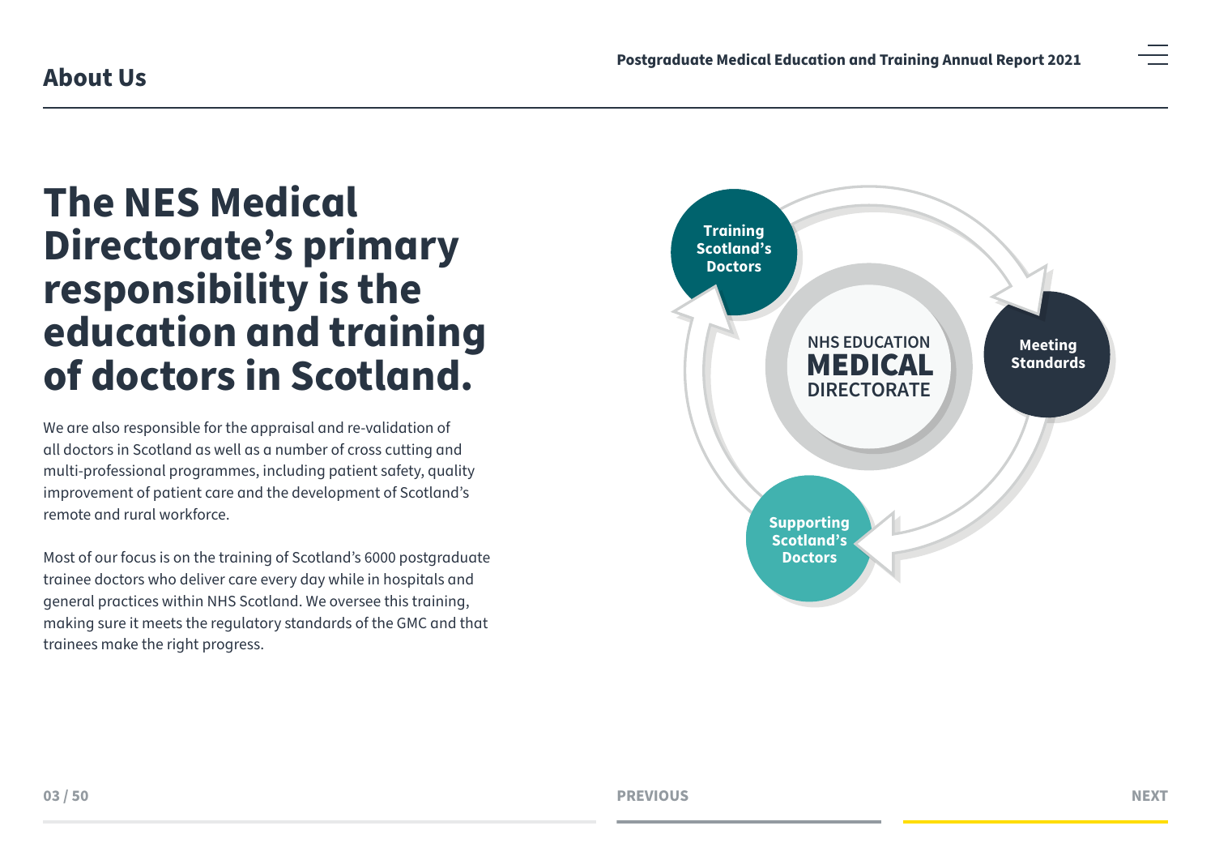## About Us

# The NES Medical Directorate's primary responsibility is the education and training of doctors in Scotland.

We are also responsible for the appraisal and re-validation of all doctors in Scotland as well as a number of cross cutting and multi-professional programmes, including patient safety, quality improvement of patient care and the development of Scotland's remote and rural workforce.

Most of our focus is on the training of Scotland's 6000 postgraduate trainee doctors who deliver care every day while in hospitals and general practices within NHS Scotland. We oversee this training, making sure it meets the regulatory standards of the GMC and that trainees make the right progress.

NHS EDUCATION **MEDICAL** DIRECTORATE

**Training Scotland's Doctors**

**Meeting Standards**

**Supporting Scotland's Doctors**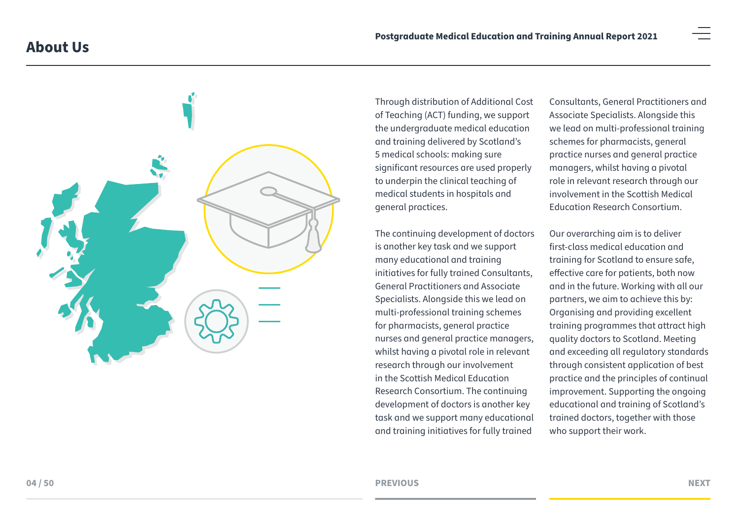# About Us

Through distribution of Additional Cost of Teaching (ACT) funding, we support the undergraduate medical education and training delivered by Scotland's 5 medical schools: making sure significant resources are used properly to underpin the clinical teaching of medical students in hospitals and general practices.

The continuing development of doctors is another key task and we support many educational and training initiatives for fully trained Consultants, General Practitioners and Associate Specialists. Alongside this we lead on multi-professional training schemes for pharmacists, general practice nurses and general practice managers, whilst having a pivotal role in relevant research through our involvement in the Scottish Medical Education Research Consortium. The continuing development of doctors is another key task and we support many educational and training initiatives for fully trained Consultants, General Practitioners and Associate Specialists. Alongside this we lead on multi-professional training schemes for pharmacists, general practice nurses and general practice managers, whilst having a pivotal role in relevant research through our involvement in the Scottish Medical Education Research Consortium.

Our overarching aim is to deliver first-class medical education and training for Scotland to ensure safe, effective care for patients, both now and in the future. Working with all our partners, we aim to achieve this by: Organising and providing excellent training programmes that attract high quality doctors to Scotland. Meeting and exceeding all regulatory standards through consistent application of best practice and the principles of continual improvement. Supporting the ongoing educational and training of Scotland's trained doctors, together with those who support their work.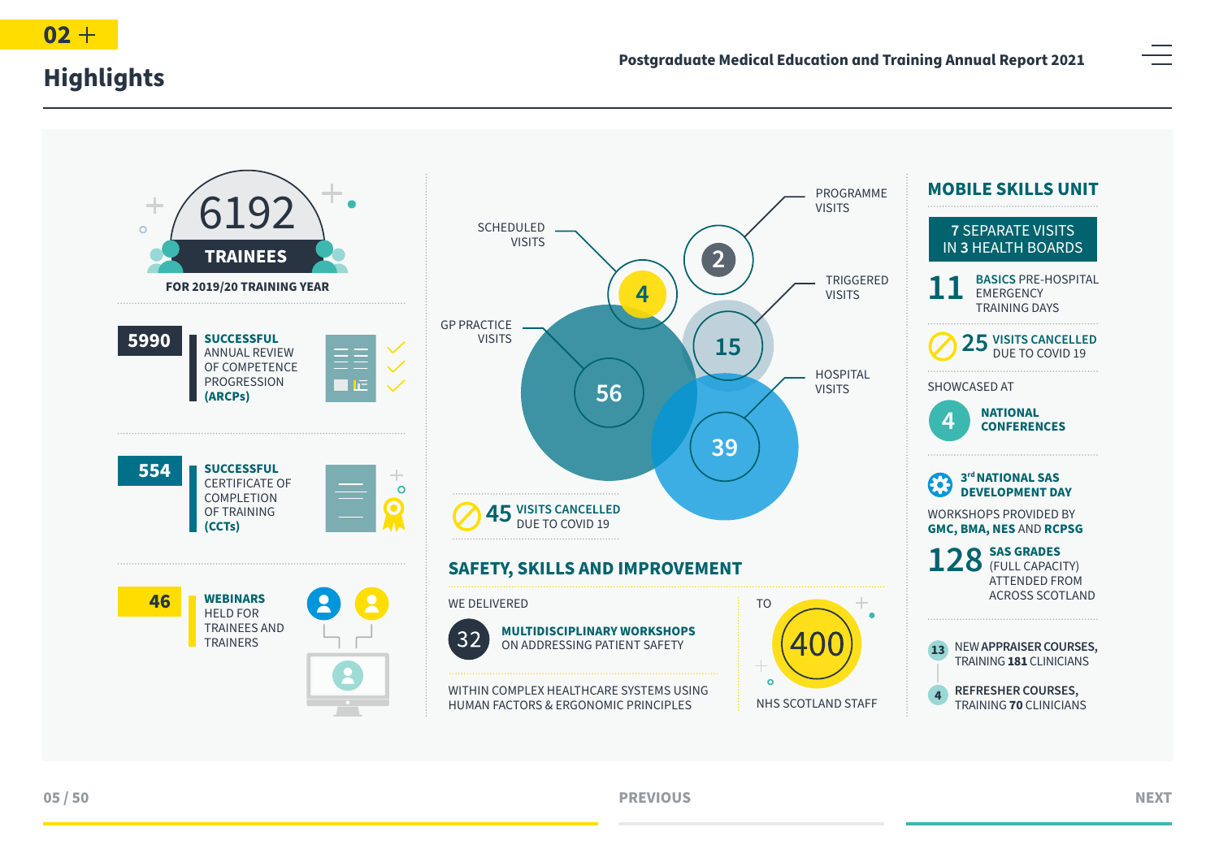# Highlights

## 6192 TRAINEES

FOR 2019/20 TRAINING YEAR

**5990** **SUCCESSFUL** ANNUAL REVIEW OF COMPETENCE PROGRESSION **(ARCPs)**

**554** **SUCCESSFUL** CERTIFICATE OF COMPLETION OF TRAINING **(CCTs)**

**46** **WEBINARS** HELD FOR TRAINEES AND TRAINERS

- SCHEDULED VISITS: 4
- PROGRAMME VISITS: 2
- GP PRACTICE VISITS: 56
- TRIGGERED VISITS: 15
- HOSPITAL VISITS: 39

**45** VISITS CANCELLED DUE TO COVID 19

## SAFETY, SKILLS AND IMPROVEMENT

WE DELIVERED

**32** **MULTIDISCIPLINARY WORKSHOPS** ON ADDRESSING PATIENT SAFETY

WITHIN COMPLEX HEALTHCARE SYSTEMS USING HUMAN FACTORS & ERGONOMIC PRINCIPLES

TO **400** NHS SCOTLAND STAFF

## MOBILE SKILLS UNIT

**7** SEPARATE VISITS IN **3** HEALTH BOARDS

**11** **BASICS** PRE-HOSPITAL EMERGENCY TRAINING DAYS

**25** VISITS CANCELLED DUE TO COVID 19

SHOWCASED AT

**4** **NATIONAL CONFERENCES**

**3rd NATIONAL SAS DEVELOPMENT DAY**

WORKSHOPS PROVIDED BY **GMC, BMA, NES** AND **RCPSG**

**128** **SAS GRADES** (FULL CAPACITY) ATTENDED FROM ACROSS SCOTLAND

**13** NEW APPRAISER COURSES, TRAINING **181** CLINICIANS

**4** REFRESHER COURSES, TRAINING **70** CLINICIANS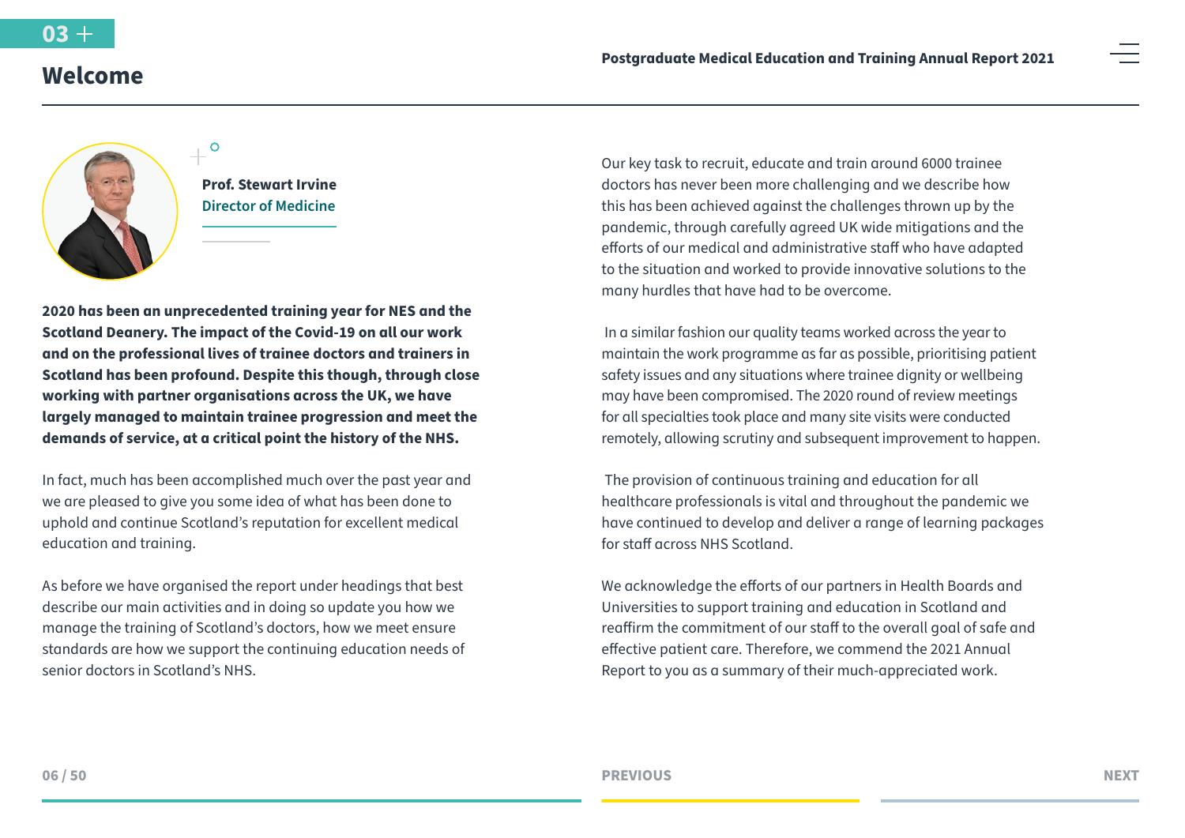# Welcome

**Prof. Stewart Irvine**
Director of Medicine

**2020 has been an unprecedented training year for NES and the Scotland Deanery. The impact of the Covid-19 on all our work and on the professional lives of trainee doctors and trainers in Scotland has been profound. Despite this though, through close working with partner organisations across the UK, we have largely managed to maintain trainee progression and meet the demands of service, at a critical point the history of the NHS.**

In fact, much has been accomplished much over the past year and we are pleased to give you some idea of what has been done to uphold and continue Scotland's reputation for excellent medical education and training.

As before we have organised the report under headings that best describe our main activities and in doing so update you how we manage the training of Scotland's doctors, how we meet ensure standards are how we support the continuing education needs of senior doctors in Scotland's NHS.

Our key task to recruit, educate and train around 6000 trainee doctors has never been more challenging and we describe how this has been achieved against the challenges thrown up by the pandemic, through carefully agreed UK wide mitigations and the efforts of our medical and administrative staff who have adapted to the situation and worked to provide innovative solutions to the many hurdles that have had to be overcome.

In a similar fashion our quality teams worked across the year to maintain the work programme as far as possible, prioritising patient safety issues and any situations where trainee dignity or wellbeing may have been compromised. The 2020 round of review meetings for all specialties took place and many site visits were conducted remotely, allowing scrutiny and subsequent improvement to happen.

The provision of continuous training and education for all healthcare professionals is vital and throughout the pandemic we have continued to develop and deliver a range of learning packages for staff across NHS Scotland.

We acknowledge the efforts of our partners in Health Boards and Universities to support training and education in Scotland and reaffirm the commitment of our staff to the overall goal of safe and effective patient care. Therefore, we commend the 2021 Annual Report to you as a summary of their much-appreciated work.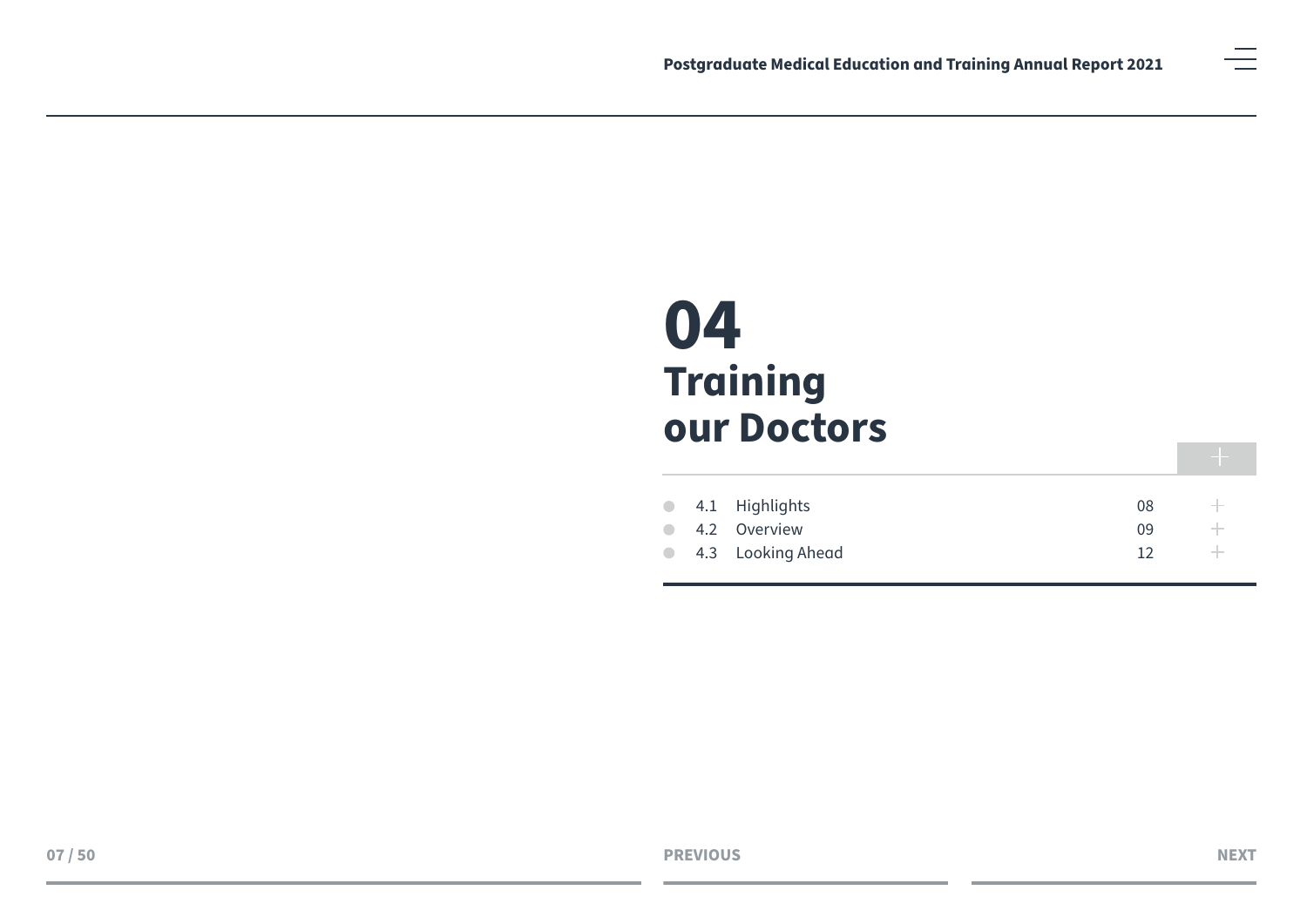# 04 Training our Doctors

| | | |
|---|---|---|
| 4.1 | Highlights | 08 |
| 4.2 | Overview | 09 |
| 4.3 | Looking Ahead | 12 |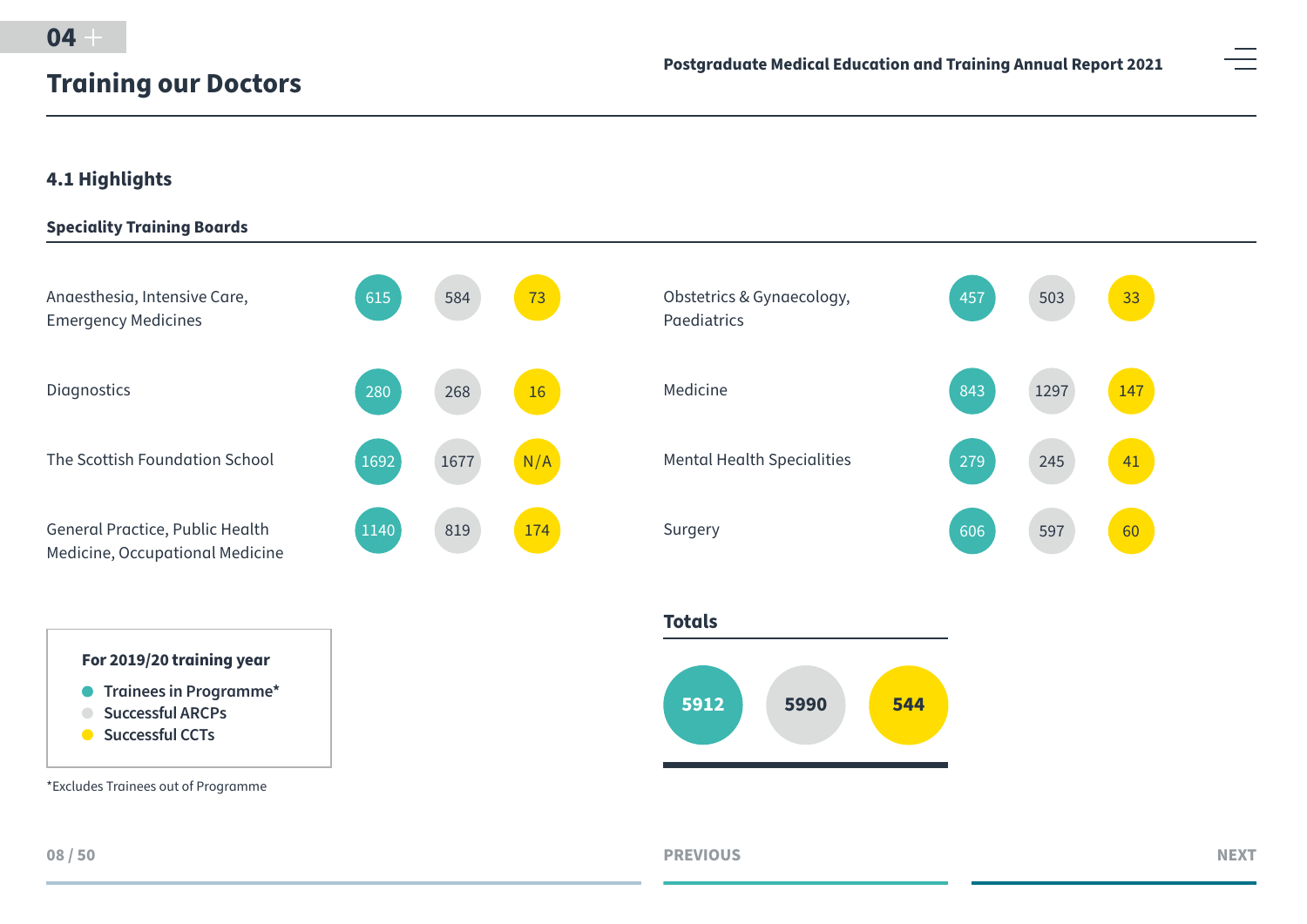# 04 Training our Doctors

## 4.1 Highlights

### Speciality Training Boards

| Speciality Training Board | Trainees in Programme* | Successful ARCPs | Successful CCTs |
|---|---|---|---|
| Anaesthesia, Intensive Care, Emergency Medicines | 615 | 584 | 73 |
| Diagnostics | 280 | 268 | 16 |
| The Scottish Foundation School | 1692 | 1677 | N/A |
| General Practice, Public Health Medicine, Occupational Medicine | 1140 | 819 | 174 |
| Obstetrics & Gynaecology, Paediatrics | 457 | 503 | 33 |
| Medicine | 843 | 1297 | 147 |
| Mental Health Specialities | 279 | 245 | 41 |
| Surgery | 606 | 597 | 60 |

**For 2019/20 training year**

- Trainees in Programme*
- Successful ARCPs
- Successful CCTs

*Excludes Trainees out of Programme

### Totals

| Trainees in Programme* | Successful ARCPs | Successful CCTs |
|---|---|---|
| 5912 | 5990 | 544 |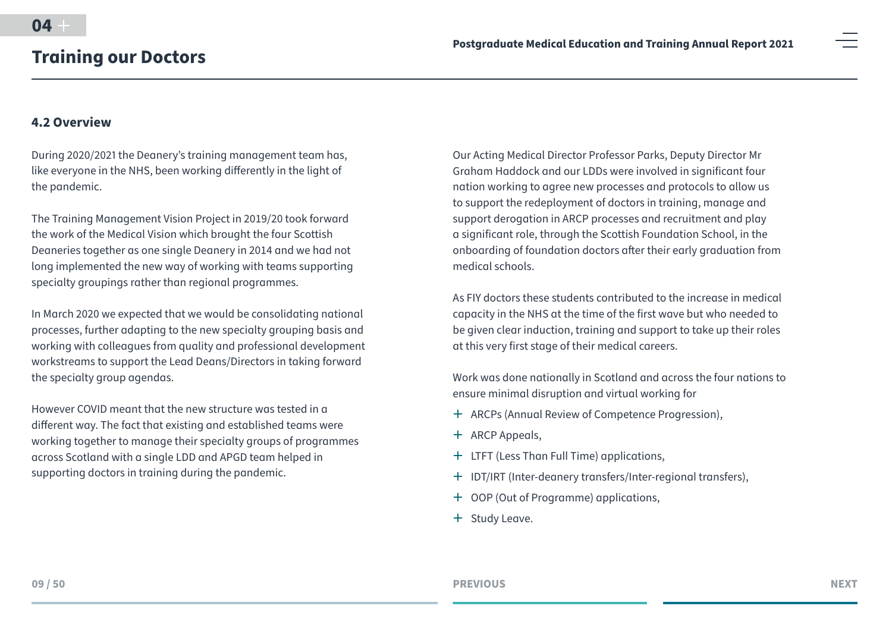## 4.2 Overview

During 2020/2021 the Deanery's training management team has, like everyone in the NHS, been working differently in the light of the pandemic.

The Training Management Vision Project in 2019/20 took forward the work of the Medical Vision which brought the four Scottish Deaneries together as one single Deanery in 2014 and we had not long implemented the new way of working with teams supporting specialty groupings rather than regional programmes.

In March 2020 we expected that we would be consolidating national processes, further adapting to the new specialty grouping basis and working with colleagues from quality and professional development workstreams to support the Lead Deans/Directors in taking forward the specialty group agendas.

However COVID meant that the new structure was tested in a different way. The fact that existing and established teams were working together to manage their specialty groups of programmes across Scotland with a single LDD and APGD team helped in supporting doctors in training during the pandemic.

Our Acting Medical Director Professor Parks, Deputy Director Mr Graham Haddock and our LDDs were involved in significant four nation working to agree new processes and protocols to allow us to support the redeployment of doctors in training, manage and support derogation in ARCP processes and recruitment and play a significant role, through the Scottish Foundation School, in the onboarding of foundation doctors after their early graduation from medical schools.

As FIY doctors these students contributed to the increase in medical capacity in the NHS at the time of the first wave but who needed to be given clear induction, training and support to take up their roles at this very first stage of their medical careers.

Work was done nationally in Scotland and across the four nations to ensure minimal disruption and virtual working for

- ARCPs (Annual Review of Competence Progression),
- ARCP Appeals,
- LTFT (Less Than Full Time) applications,
- IDT/IRT (Inter-deanery transfers/Inter-regional transfers),
- OOP (Out of Programme) applications,
- Study Leave.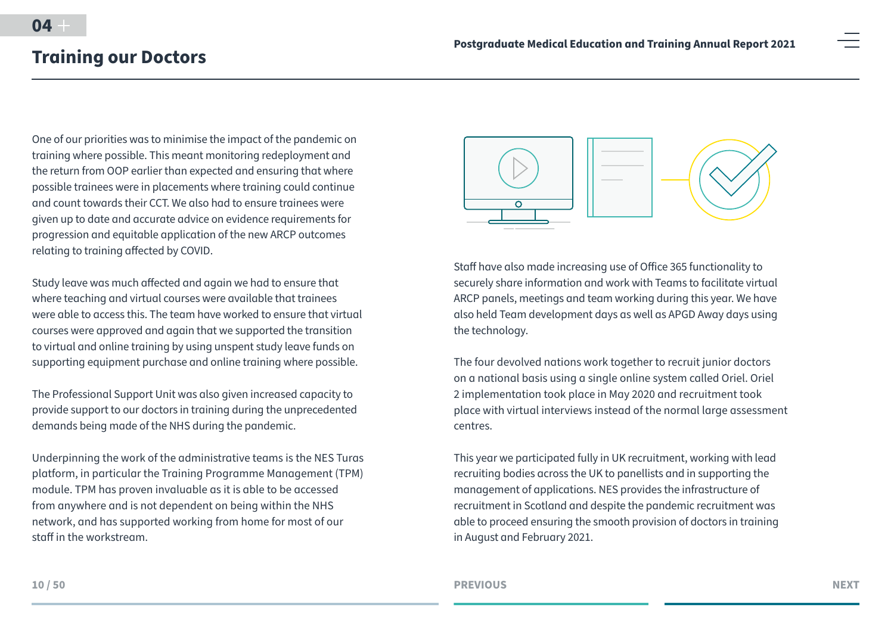## Training our Doctors

One of our priorities was to minimise the impact of the pandemic on training where possible. This meant monitoring redeployment and the return from OOP earlier than expected and ensuring that where possible trainees were in placements where training could continue and count towards their CCT. We also had to ensure trainees were given up to date and accurate advice on evidence requirements for progression and equitable application of the new ARCP outcomes relating to training affected by COVID.

Study leave was much affected and again we had to ensure that where teaching and virtual courses were available that trainees were able to access this. The team have worked to ensure that virtual courses were approved and again that we supported the transition to virtual and online training by using unspent study leave funds on supporting equipment purchase and online training where possible.

The Professional Support Unit was also given increased capacity to provide support to our doctors in training during the unprecedented demands being made of the NHS during the pandemic.

Underpinning the work of the administrative teams is the NES Turas platform, in particular the Training Programme Management (TPM) module. TPM has proven invaluable as it is able to be accessed from anywhere and is not dependent on being within the NHS network, and has supported working from home for most of our staff in the workstream.

Staff have also made increasing use of Office 365 functionality to securely share information and work with Teams to facilitate virtual ARCP panels, meetings and team working during this year. We have also held Team development days as well as APGD Away days using the technology.

The four devolved nations work together to recruit junior doctors on a national basis using a single online system called Oriel. Oriel 2 implementation took place in May 2020 and recruitment took place with virtual interviews instead of the normal large assessment centres.

This year we participated fully in UK recruitment, working with lead recruiting bodies across the UK to panellists and in supporting the management of applications. NES provides the infrastructure of recruitment in Scotland and despite the pandemic recruitment was able to proceed ensuring the smooth provision of doctors in training in August and February 2021.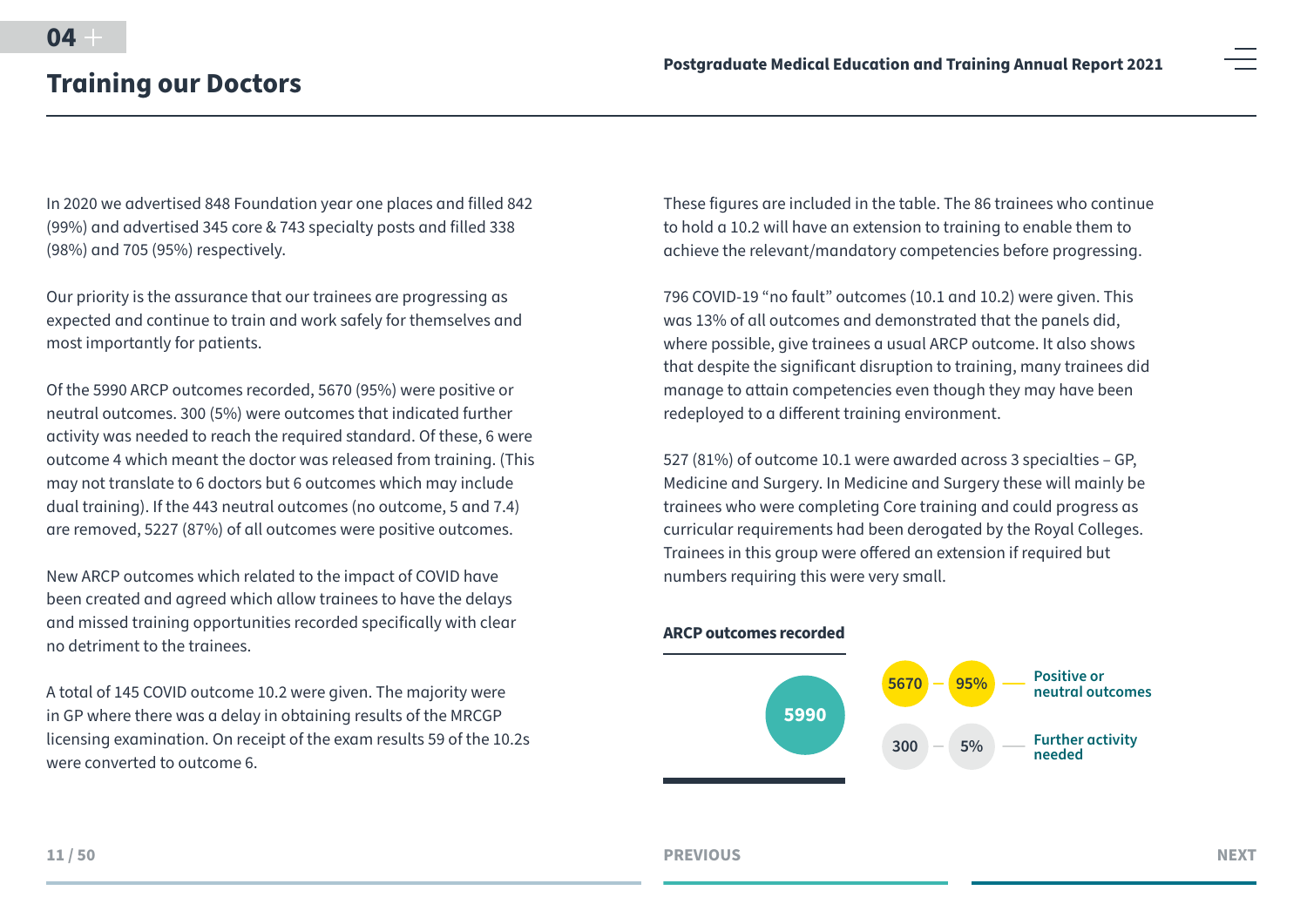# Training our Doctors

In 2020 we advertised 848 Foundation year one places and filled 842 (99%) and advertised 345 core & 743 specialty posts and filled 338 (98%) and 705 (95%) respectively.

Our priority is the assurance that our trainees are progressing as expected and continue to train and work safely for themselves and most importantly for patients.

Of the 5990 ARCP outcomes recorded, 5670 (95%) were positive or neutral outcomes. 300 (5%) were outcomes that indicated further activity was needed to reach the required standard. Of these, 6 were outcome 4 which meant the doctor was released from training. (This may not translate to 6 doctors but 6 outcomes which may include dual training). If the 443 neutral outcomes (no outcome, 5 and 7.4) are removed, 5227 (87%) of all outcomes were positive outcomes.

New ARCP outcomes which related to the impact of COVID have been created and agreed which allow trainees to have the delays and missed training opportunities recorded specifically with clear no detriment to the trainees.

A total of 145 COVID outcome 10.2 were given. The majority were in GP where there was a delay in obtaining results of the MRCGP licensing examination. On receipt of the exam results 59 of the 10.2s were converted to outcome 6.

These figures are included in the table. The 86 trainees who continue to hold a 10.2 will have an extension to training to enable them to achieve the relevant/mandatory competencies before progressing.

796 COVID-19 “no fault” outcomes (10.1 and 10.2) were given. This was 13% of all outcomes and demonstrated that the panels did, where possible, give trainees a usual ARCP outcome. It also shows that despite the significant disruption to training, many trainees did manage to attain competencies even though they may have been redeployed to a different training environment.

527 (81%) of outcome 10.1 were awarded across 3 specialties – GP, Medicine and Surgery. In Medicine and Surgery these will mainly be trainees who were completing Core training and could progress as curricular requirements had been derogated by the Royal Colleges. Trainees in this group were offered an extension if required but numbers requiring this were very small.

**ARCP outcomes recorded**

5990

| Number | Percentage | Outcome |
|---|---|---|
| 5670 | 95% | Positive or neutral outcomes |
| 300 | 5% | Further activity needed |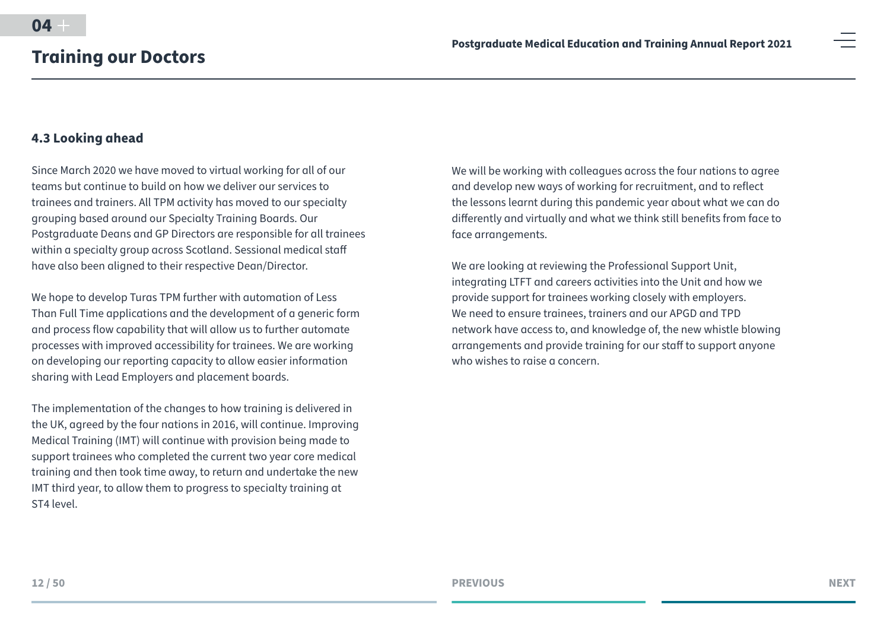## 4.3 Looking ahead

Since March 2020 we have moved to virtual working for all of our teams but continue to build on how we deliver our services to trainees and trainers. All TPM activity has moved to our specialty grouping based around our Specialty Training Boards. Our Postgraduate Deans and GP Directors are responsible for all trainees within a specialty group across Scotland. Sessional medical staff have also been aligned to their respective Dean/Director.

We hope to develop Turas TPM further with automation of Less Than Full Time applications and the development of a generic form and process flow capability that will allow us to further automate processes with improved accessibility for trainees. We are working on developing our reporting capacity to allow easier information sharing with Lead Employers and placement boards.

The implementation of the changes to how training is delivered in the UK, agreed by the four nations in 2016, will continue. Improving Medical Training (IMT) will continue with provision being made to support trainees who completed the current two year core medical training and then took time away, to return and undertake the new IMT third year, to allow them to progress to specialty training at ST4 level.

We will be working with colleagues across the four nations to agree and develop new ways of working for recruitment, and to reflect the lessons learnt during this pandemic year about what we can do differently and virtually and what we think still benefits from face to face arrangements.

We are looking at reviewing the Professional Support Unit, integrating LTFT and careers activities into the Unit and how we provide support for trainees working closely with employers. We need to ensure trainees, trainers and our APGD and TPD network have access to, and knowledge of, the new whistle blowing arrangements and provide training for our staff to support anyone who wishes to raise a concern.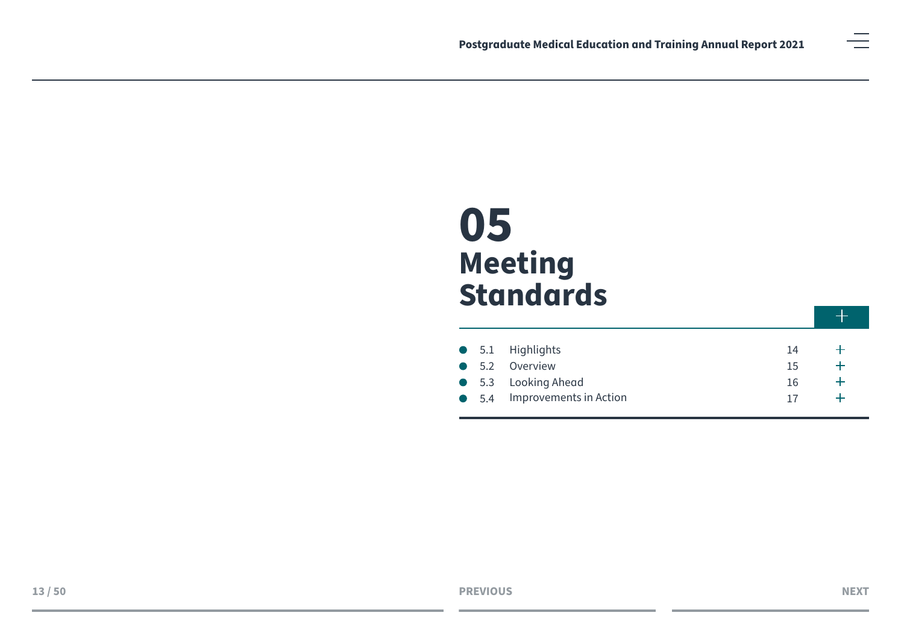# 05 Meeting Standards

| | | |
|---|---|---|
| 5.1 | Highlights | 14 |
| 5.2 | Overview | 15 |
| 5.3 | Looking Ahead | 16 |
| 5.4 | Improvements in Action | 17 |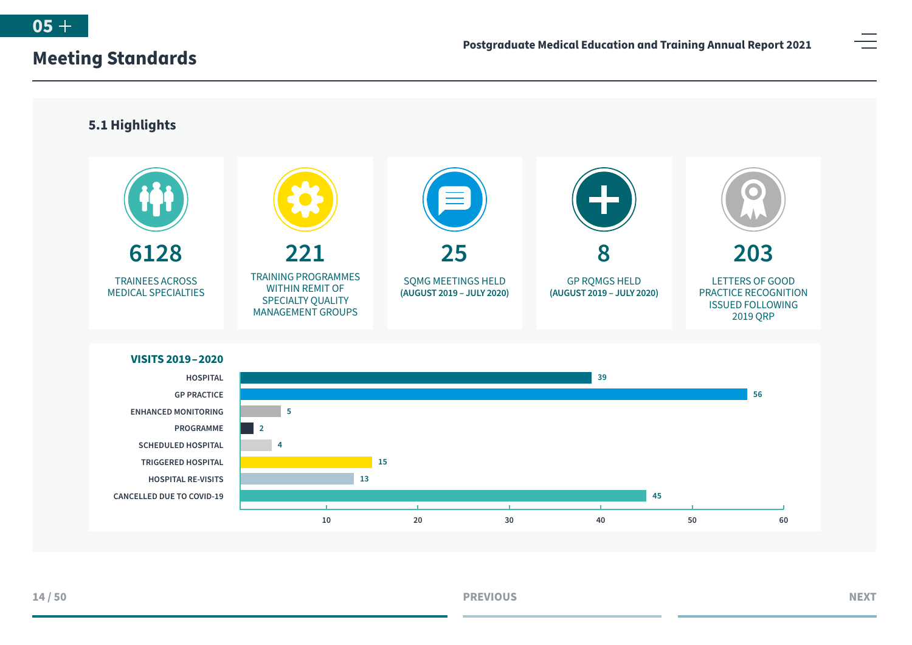# Meeting Standards

## 5.1 Highlights

**6128**
TRAINEES ACROSS MEDICAL SPECIALTIES

**221**
TRAINING PROGRAMMES WITHIN REMIT OF SPECIALTY QUALITY MANAGEMENT GROUPS

**25**
SQMG MEETINGS HELD **(AUGUST 2019 – JULY 2020)**

**8**
GP RQMGS HELD **(AUGUST 2019 – JULY 2020)**

**203**
LETTERS OF GOOD PRACTICE RECOGNITION ISSUED FOLLOWING 2019 QRP

### VISITS 2019–2020

| Visit type | Number |
|---|---|
| HOSPITAL | 39 |
| GP PRACTICE | 56 |
| ENHANCED MONITORING | 5 |
| PROGRAMME | 2 |
| SCHEDULED HOSPITAL | 4 |
| TRIGGERED HOSPITAL | 15 |
| HOSPITAL RE-VISITS | 13 |
| CANCELLED DUE TO COVID-19 | 45 |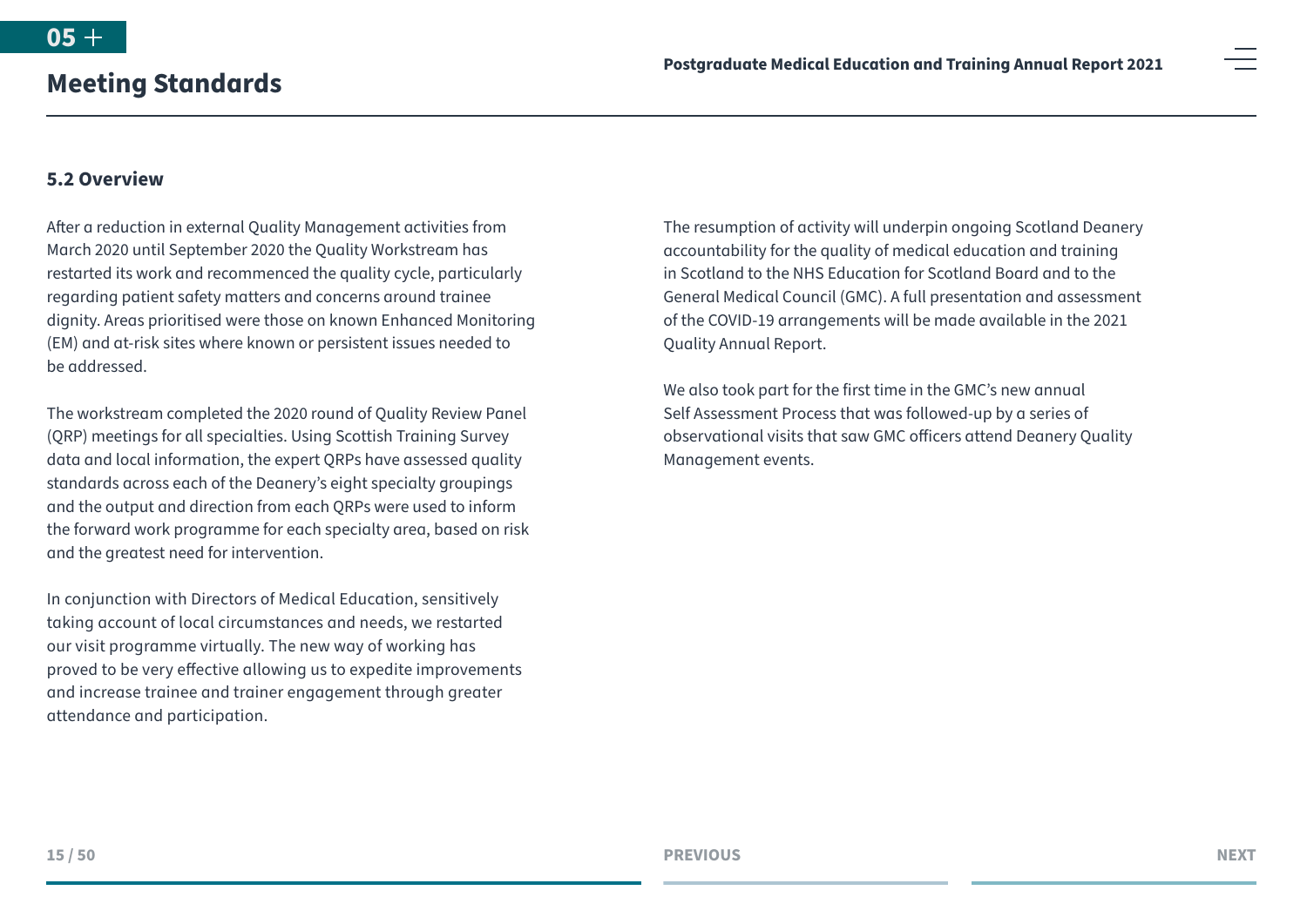# 05 Meeting Standards

## 5.2 Overview

After a reduction in external Quality Management activities from March 2020 until September 2020 the Quality Workstream has restarted its work and recommenced the quality cycle, particularly regarding patient safety matters and concerns around trainee dignity. Areas prioritised were those on known Enhanced Monitoring (EM) and at-risk sites where known or persistent issues needed to be addressed.

The workstream completed the 2020 round of Quality Review Panel (QRP) meetings for all specialties. Using Scottish Training Survey data and local information, the expert QRPs have assessed quality standards across each of the Deanery's eight specialty groupings and the output and direction from each QRPs were used to inform the forward work programme for each specialty area, based on risk and the greatest need for intervention.

In conjunction with Directors of Medical Education, sensitively taking account of local circumstances and needs, we restarted our visit programme virtually. The new way of working has proved to be very effective allowing us to expedite improvements and increase trainee and trainer engagement through greater attendance and participation.

The resumption of activity will underpin ongoing Scotland Deanery accountability for the quality of medical education and training in Scotland to the NHS Education for Scotland Board and to the General Medical Council (GMC). A full presentation and assessment of the COVID-19 arrangements will be made available in the 2021 Quality Annual Report.

We also took part for the first time in the GMC's new annual Self Assessment Process that was followed-up by a series of observational visits that saw GMC officers attend Deanery Quality Management events.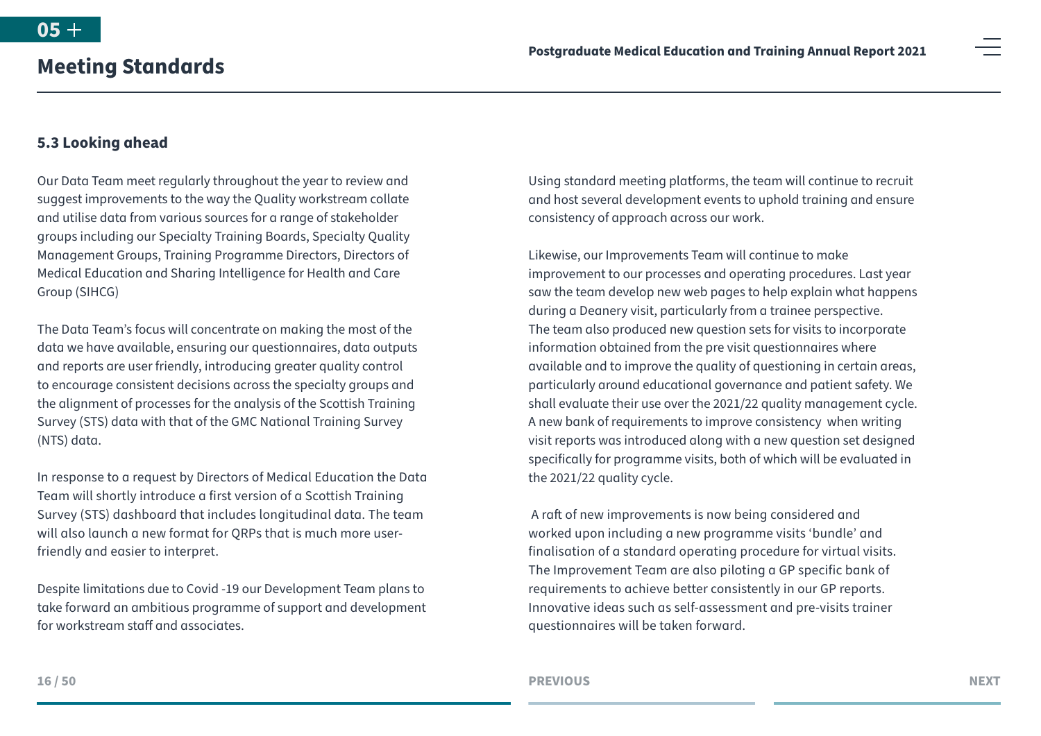## 5.3 Looking ahead

Our Data Team meet regularly throughout the year to review and suggest improvements to the way the Quality workstream collate and utilise data from various sources for a range of stakeholder groups including our Specialty Training Boards, Specialty Quality Management Groups, Training Programme Directors, Directors of Medical Education and Sharing Intelligence for Health and Care Group (SIHCG)

The Data Team's focus will concentrate on making the most of the data we have available, ensuring our questionnaires, data outputs and reports are user friendly, introducing greater quality control to encourage consistent decisions across the specialty groups and the alignment of processes for the analysis of the Scottish Training Survey (STS) data with that of the GMC National Training Survey (NTS) data.

In response to a request by Directors of Medical Education the Data Team will shortly introduce a first version of a Scottish Training Survey (STS) dashboard that includes longitudinal data. The team will also launch a new format for QRPs that is much more user-friendly and easier to interpret.

Despite limitations due to Covid -19 our Development Team plans to take forward an ambitious programme of support and development for workstream staff and associates.

Using standard meeting platforms, the team will continue to recruit and host several development events to uphold training and ensure consistency of approach across our work.

Likewise, our Improvements Team will continue to make improvement to our processes and operating procedures. Last year saw the team develop new web pages to help explain what happens during a Deanery visit, particularly from a trainee perspective. The team also produced new question sets for visits to incorporate information obtained from the pre visit questionnaires where available and to improve the quality of questioning in certain areas, particularly around educational governance and patient safety. We shall evaluate their use over the 2021/22 quality management cycle. A new bank of requirements to improve consistency when writing visit reports was introduced along with a new question set designed specifically for programme visits, both of which will be evaluated in the 2021/22 quality cycle.

A raft of new improvements is now being considered and worked upon including a new programme visits 'bundle' and finalisation of a standard operating procedure for virtual visits. The Improvement Team are also piloting a GP specific bank of requirements to achieve better consistently in our GP reports. Innovative ideas such as self-assessment and pre-visits trainer questionnaires will be taken forward.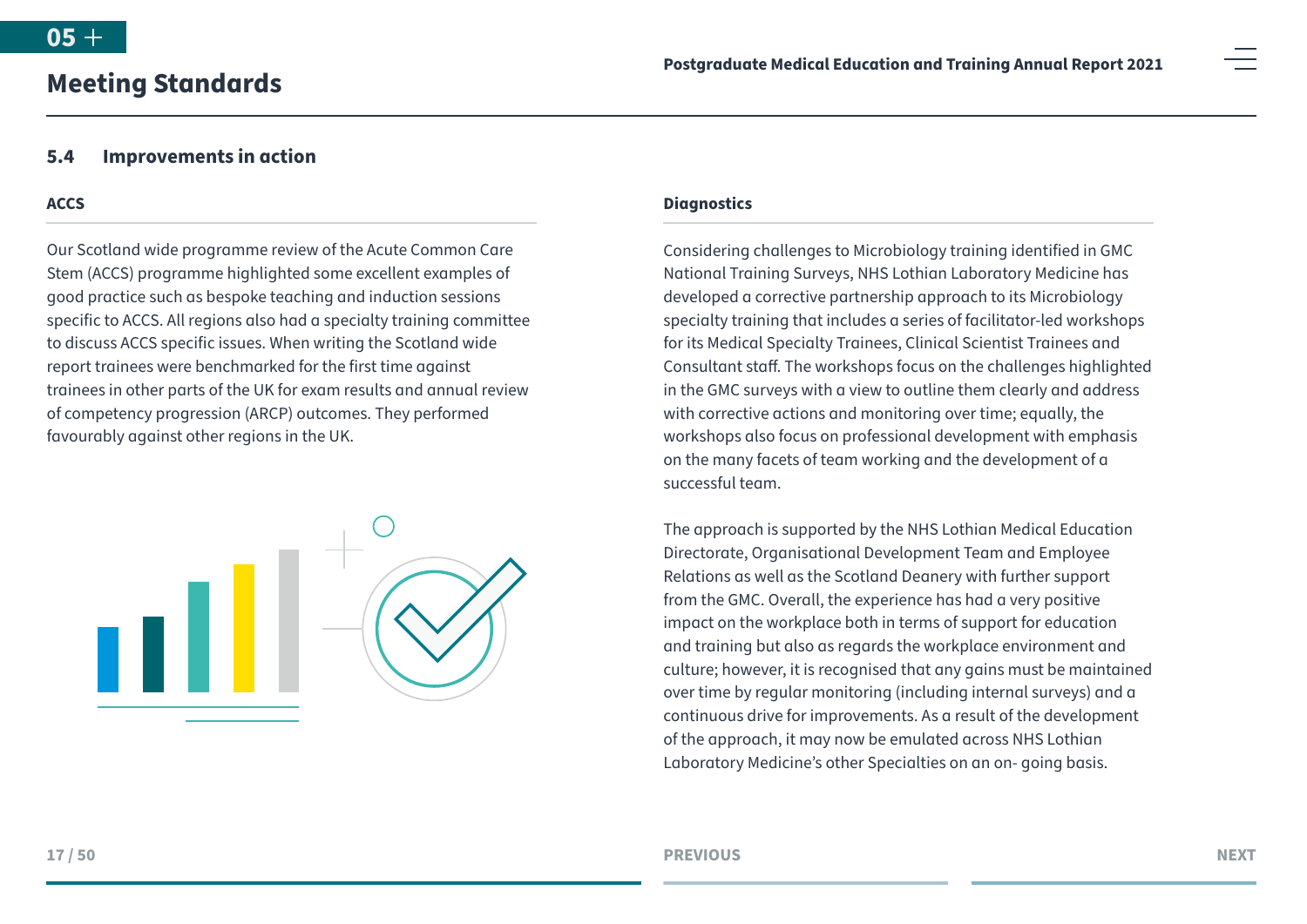# Meeting Standards

## 5.4 Improvements in action

### ACCS

Our Scotland wide programme review of the Acute Common Care Stem (ACCS) programme highlighted some excellent examples of good practice such as bespoke teaching and induction sessions specific to ACCS. All regions also had a specialty training committee to discuss ACCS specific issues. When writing the Scotland wide report trainees were benchmarked for the first time against trainees in other parts of the UK for exam results and annual review of competency progression (ARCP) outcomes. They performed favourably against other regions in the UK.

### Diagnostics

Considering challenges to Microbiology training identified in GMC National Training Surveys, NHS Lothian Laboratory Medicine has developed a corrective partnership approach to its Microbiology specialty training that includes a series of facilitator-led workshops for its Medical Specialty Trainees, Clinical Scientist Trainees and Consultant staff. The workshops focus on the challenges highlighted in the GMC surveys with a view to outline them clearly and address with corrective actions and monitoring over time; equally, the workshops also focus on professional development with emphasis on the many facets of team working and the development of a successful team.

The approach is supported by the NHS Lothian Medical Education Directorate, Organisational Development Team and Employee Relations as well as the Scotland Deanery with further support from the GMC. Overall, the experience has had a very positive impact on the workplace both in terms of support for education and training but also as regards the workplace environment and culture; however, it is recognised that any gains must be maintained over time by regular monitoring (including internal surveys) and a continuous drive for improvements. As a result of the development of the approach, it may now be emulated across NHS Lothian Laboratory Medicine's other Specialties on an on- going basis.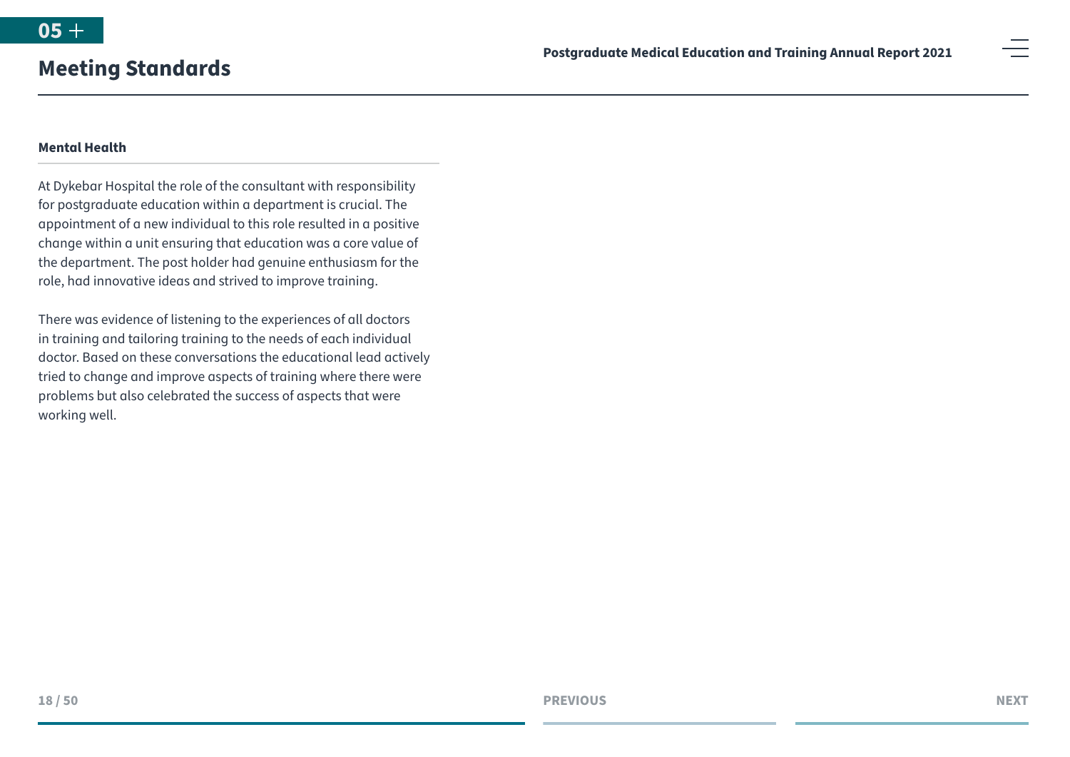## 05 Meeting Standards

### Mental Health

At Dykebar Hospital the role of the consultant with responsibility for postgraduate education within a department is crucial. The appointment of a new individual to this role resulted in a positive change within a unit ensuring that education was a core value of the department. The post holder had genuine enthusiasm for the role, had innovative ideas and strived to improve training.

There was evidence of listening to the experiences of all doctors in training and tailoring training to the needs of each individual doctor. Based on these conversations the educational lead actively tried to change and improve aspects of training where there were problems but also celebrated the success of aspects that were working well.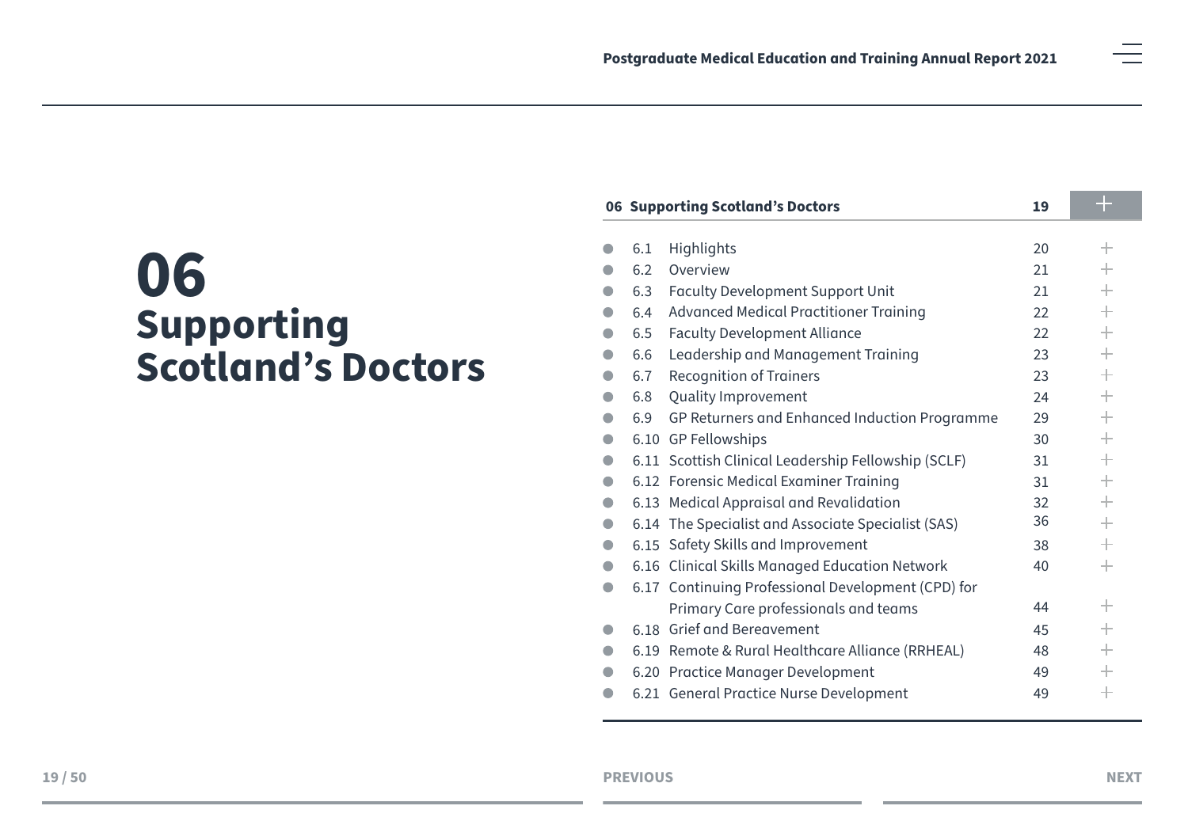# 06 Supporting Scotland's Doctors

| 06 Supporting Scotland's Doctors | | 19 |
|---|---|---|
| 6.1 | Highlights | 20 |
| 6.2 | Overview | 21 |
| 6.3 | Faculty Development Support Unit | 21 |
| 6.4 | Advanced Medical Practitioner Training | 22 |
| 6.5 | Faculty Development Alliance | 22 |
| 6.6 | Leadership and Management Training | 23 |
| 6.7 | Recognition of Trainers | 23 |
| 6.8 | Quality Improvement | 24 |
| 6.9 | GP Returners and Enhanced Induction Programme | 29 |
| 6.10 | GP Fellowships | 30 |
| 6.11 | Scottish Clinical Leadership Fellowship (SCLF) | 31 |
| 6.12 | Forensic Medical Examiner Training | 31 |
| 6.13 | Medical Appraisal and Revalidation | 32 |
| 6.14 | The Specialist and Associate Specialist (SAS) | 36 |
| 6.15 | Safety Skills and Improvement | 38 |
| 6.16 | Clinical Skills Managed Education Network | 40 |
| 6.17 | Continuing Professional Development (CPD) for Primary Care professionals and teams | 44 |
| 6.18 | Grief and Bereavement | 45 |
| 6.19 | Remote & Rural Healthcare Alliance (RRHEAL) | 48 |
| 6.20 | Practice Manager Development | 49 |
| 6.21 | General Practice Nurse Development | 49 |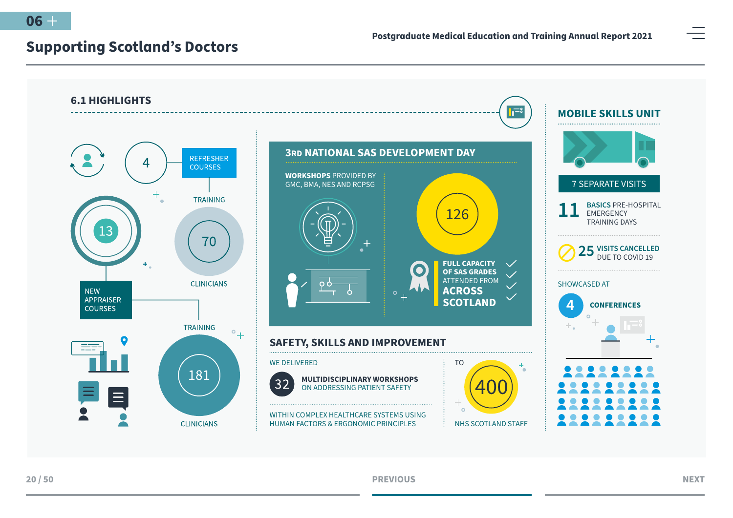# Supporting Scotland's Doctors

## 6.1 HIGHLIGHTS

4 REFRESHER COURSES

TRAINING 70 CLINICIANS

13 NEW APPRAISER COURSES

TRAINING 181 CLINICIANS

### 3RD NATIONAL SAS DEVELOPMENT DAY

**WORKSHOPS** PROVIDED BY GMC, BMA, NES AND RCPSG

126

**FULL CAPACITY OF SAS GRADES** ATTENDED FROM **ACROSS SCOTLAND**

### SAFETY, SKILLS AND IMPROVEMENT

WE DELIVERED

32 **MULTIDISCIPLINARY WORKSHOPS** ON ADDRESSING PATIENT SAFETY

WITHIN COMPLEX HEALTHCARE SYSTEMS USING HUMAN FACTORS & ERGONOMIC PRINCIPLES

TO 400 NHS SCOTLAND STAFF

### MOBILE SKILLS UNIT

7 SEPARATE VISITS

11 **BASICS** PRE-HOSPITAL EMERGENCY TRAINING DAYS

25 **VISITS CANCELLED** DUE TO COVID 19

SHOWCASED AT 4 **CONFERENCES**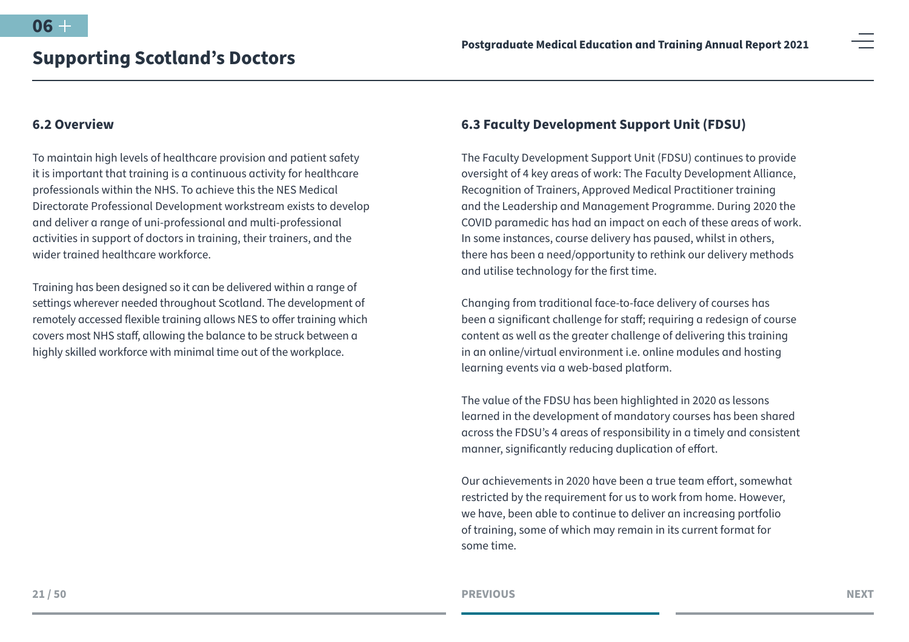## 6.2 Overview

To maintain high levels of healthcare provision and patient safety it is important that training is a continuous activity for healthcare professionals within the NHS. To achieve this the NES Medical Directorate Professional Development workstream exists to develop and deliver a range of uni-professional and multi-professional activities in support of doctors in training, their trainers, and the wider trained healthcare workforce.

Training has been designed so it can be delivered within a range of settings wherever needed throughout Scotland. The development of remotely accessed flexible training allows NES to offer training which covers most NHS staff, allowing the balance to be struck between a highly skilled workforce with minimal time out of the workplace.

## 6.3 Faculty Development Support Unit (FDSU)

The Faculty Development Support Unit (FDSU) continues to provide oversight of 4 key areas of work: The Faculty Development Alliance, Recognition of Trainers, Approved Medical Practitioner training and the Leadership and Management Programme. During 2020 the COVID paramedic has had an impact on each of these areas of work. In some instances, course delivery has paused, whilst in others, there has been a need/opportunity to rethink our delivery methods and utilise technology for the first time.

Changing from traditional face-to-face delivery of courses has been a significant challenge for staff; requiring a redesign of course content as well as the greater challenge of delivering this training in an online/virtual environment i.e. online modules and hosting learning events via a web-based platform.

The value of the FDSU has been highlighted in 2020 as lessons learned in the development of mandatory courses has been shared across the FDSU's 4 areas of responsibility in a timely and consistent manner, significantly reducing duplication of effort.

Our achievements in 2020 have been a true team effort, somewhat restricted by the requirement for us to work from home. However, we have, been able to continue to deliver an increasing portfolio of training, some of which may remain in its current format for some time.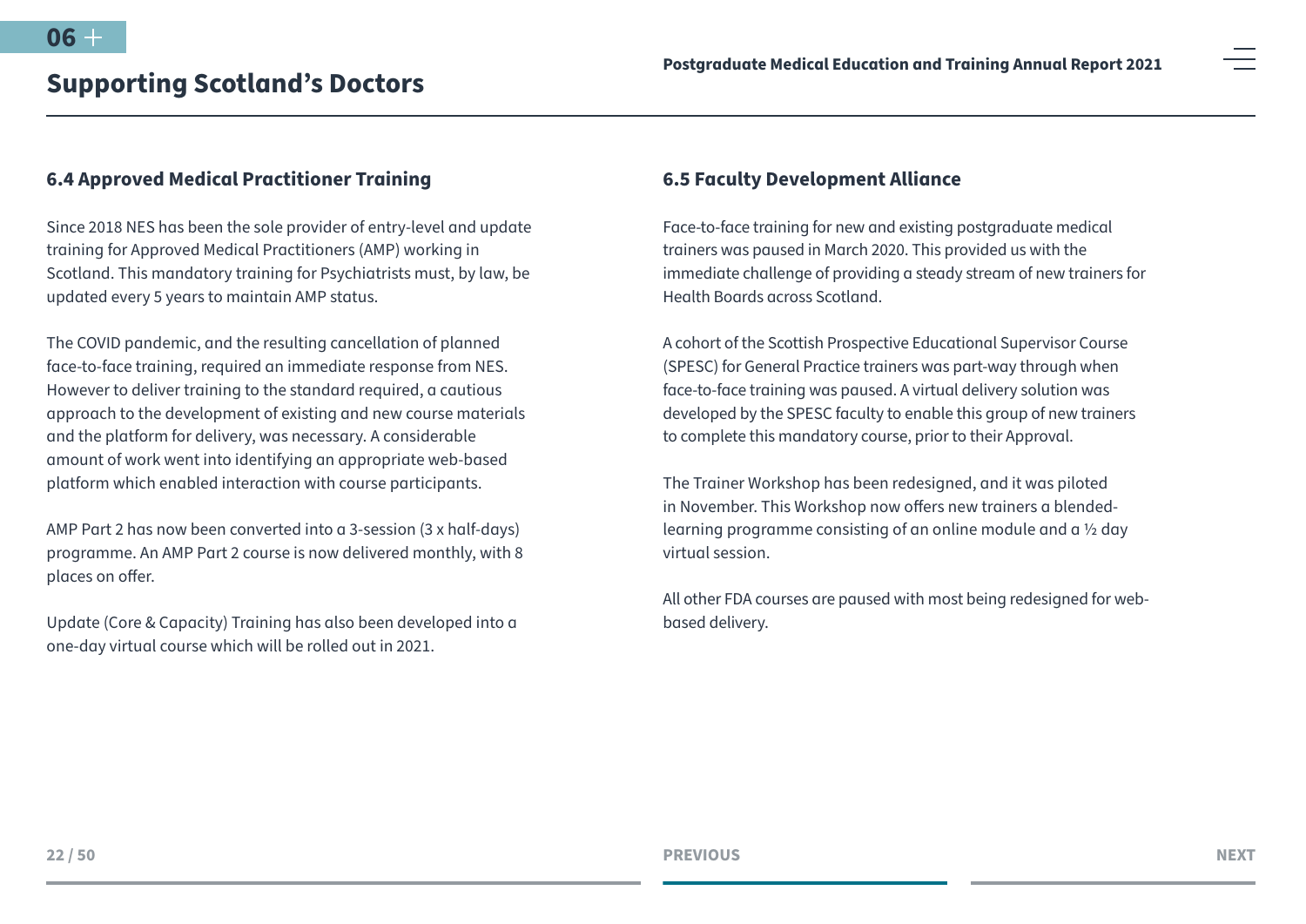# Supporting Scotland's Doctors

## 6.4 Approved Medical Practitioner Training

Since 2018 NES has been the sole provider of entry-level and update training for Approved Medical Practitioners (AMP) working in Scotland. This mandatory training for Psychiatrists must, by law, be updated every 5 years to maintain AMP status.

The COVID pandemic, and the resulting cancellation of planned face-to-face training, required an immediate response from NES. However to deliver training to the standard required, a cautious approach to the development of existing and new course materials and the platform for delivery, was necessary. A considerable amount of work went into identifying an appropriate web-based platform which enabled interaction with course participants.

AMP Part 2 has now been converted into a 3-session (3 x half-days) programme. An AMP Part 2 course is now delivered monthly, with 8 places on offer.

Update (Core & Capacity) Training has also been developed into a one-day virtual course which will be rolled out in 2021.

## 6.5 Faculty Development Alliance

Face-to-face training for new and existing postgraduate medical trainers was paused in March 2020. This provided us with the immediate challenge of providing a steady stream of new trainers for Health Boards across Scotland.

A cohort of the Scottish Prospective Educational Supervisor Course (SPESC) for General Practice trainers was part-way through when face-to-face training was paused. A virtual delivery solution was developed by the SPESC faculty to enable this group of new trainers to complete this mandatory course, prior to their Approval.

The Trainer Workshop has been redesigned, and it was piloted in November. This Workshop now offers new trainers a blended-learning programme consisting of an online module and a ½ day virtual session.

All other FDA courses are paused with most being redesigned for web-based delivery.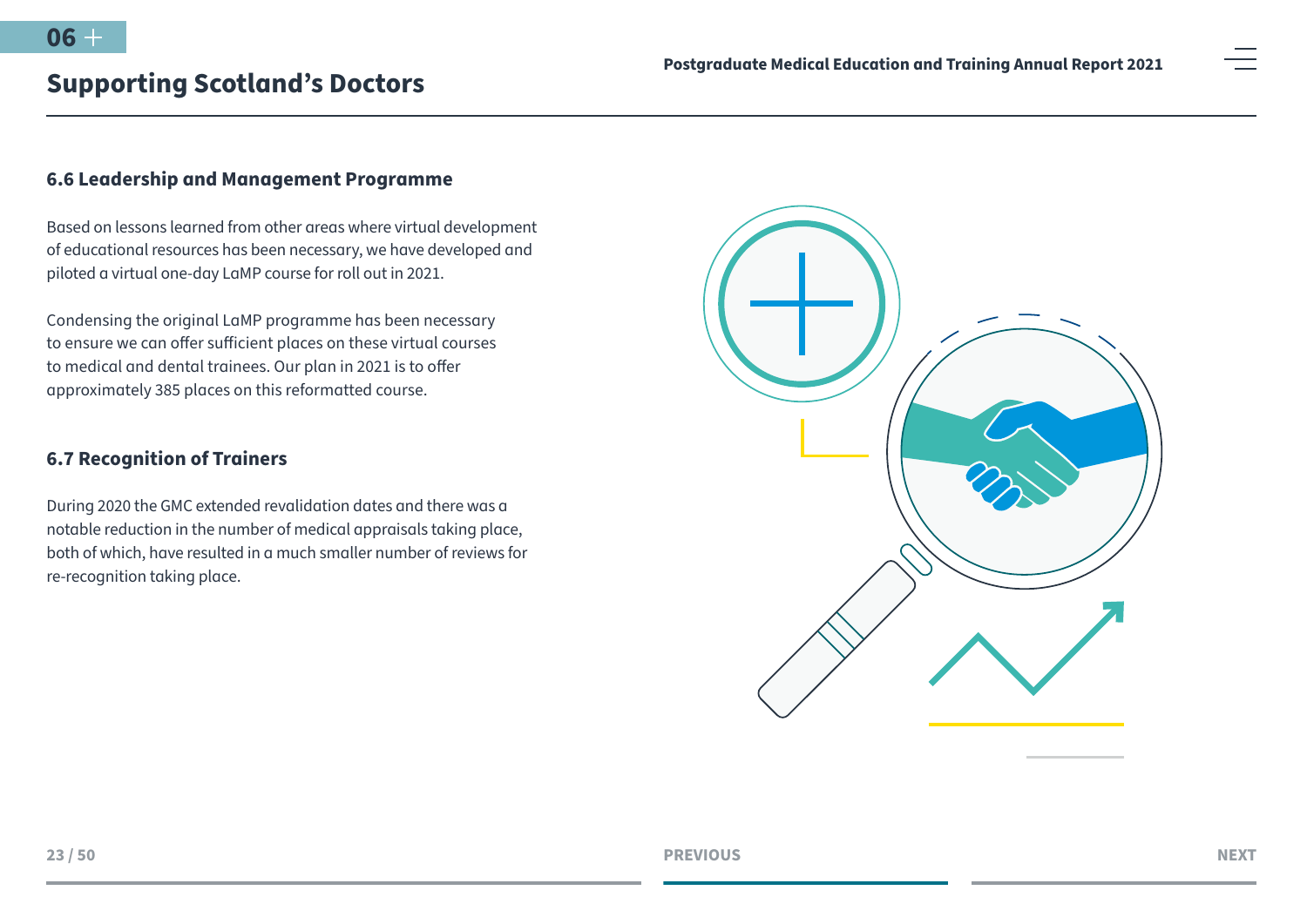## 6.6 Leadership and Management Programme

Based on lessons learned from other areas where virtual development of educational resources has been necessary, we have developed and piloted a virtual one-day LaMP course for roll out in 2021.

Condensing the original LaMP programme has been necessary to ensure we can offer sufficient places on these virtual courses to medical and dental trainees. Our plan in 2021 is to offer approximately 385 places on this reformatted course.

## 6.7 Recognition of Trainers

During 2020 the GMC extended revalidation dates and there was a notable reduction in the number of medical appraisals taking place, both of which, have resulted in a much smaller number of reviews for re-recognition taking place.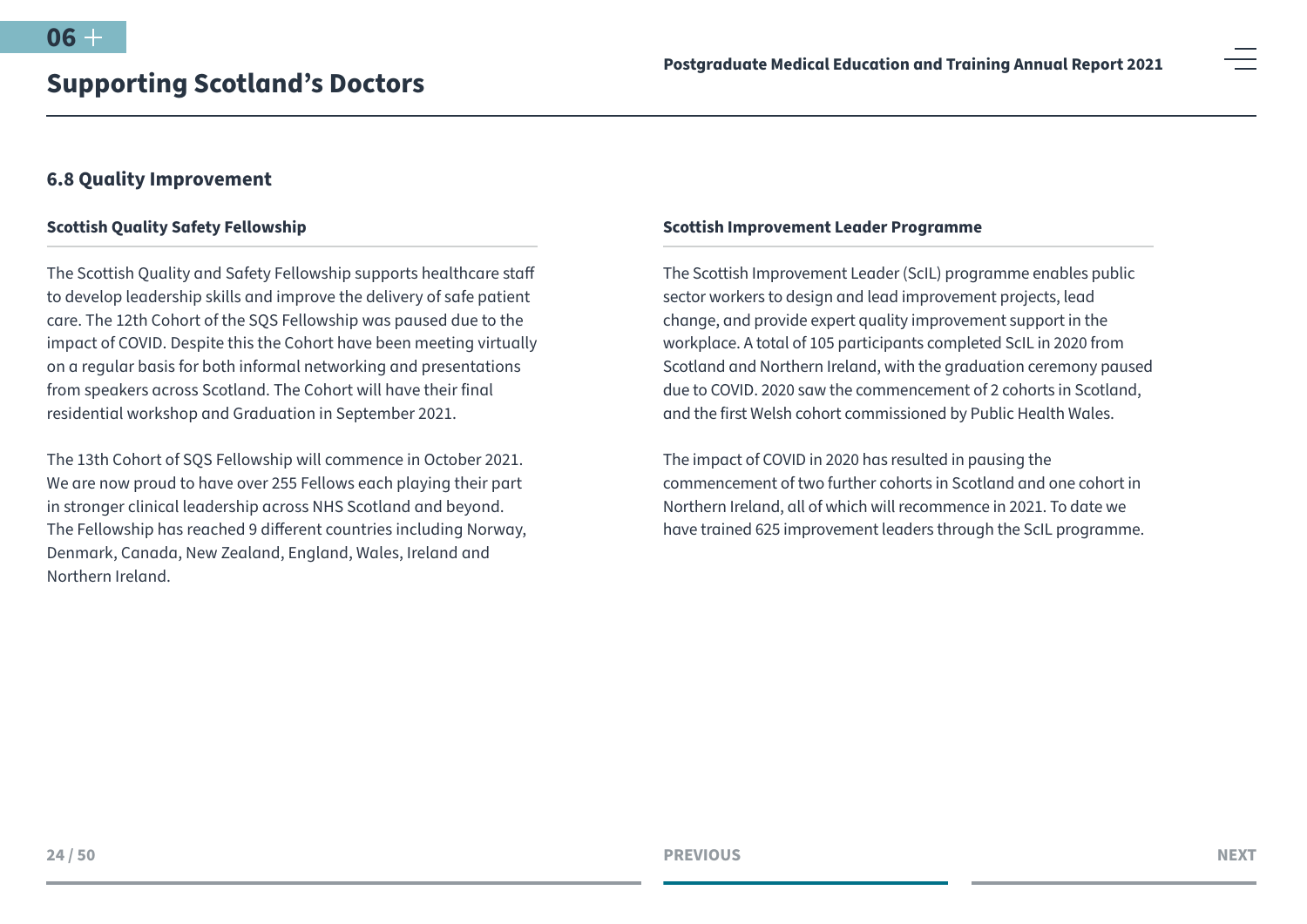## 6.8 Quality Improvement

### Scottish Quality Safety Fellowship

The Scottish Quality and Safety Fellowship supports healthcare staff to develop leadership skills and improve the delivery of safe patient care. The 12th Cohort of the SQS Fellowship was paused due to the impact of COVID. Despite this the Cohort have been meeting virtually on a regular basis for both informal networking and presentations from speakers across Scotland. The Cohort will have their final residential workshop and Graduation in September 2021.

The 13th Cohort of SQS Fellowship will commence in October 2021. We are now proud to have over 255 Fellows each playing their part in stronger clinical leadership across NHS Scotland and beyond. The Fellowship has reached 9 different countries including Norway, Denmark, Canada, New Zealand, England, Wales, Ireland and Northern Ireland.

### Scottish Improvement Leader Programme

The Scottish Improvement Leader (ScIL) programme enables public sector workers to design and lead improvement projects, lead change, and provide expert quality improvement support in the workplace. A total of 105 participants completed ScIL in 2020 from Scotland and Northern Ireland, with the graduation ceremony paused due to COVID. 2020 saw the commencement of 2 cohorts in Scotland, and the first Welsh cohort commissioned by Public Health Wales.

The impact of COVID in 2020 has resulted in pausing the commencement of two further cohorts in Scotland and one cohort in Northern Ireland, all of which will recommence in 2021. To date we have trained 625 improvement leaders through the ScIL programme.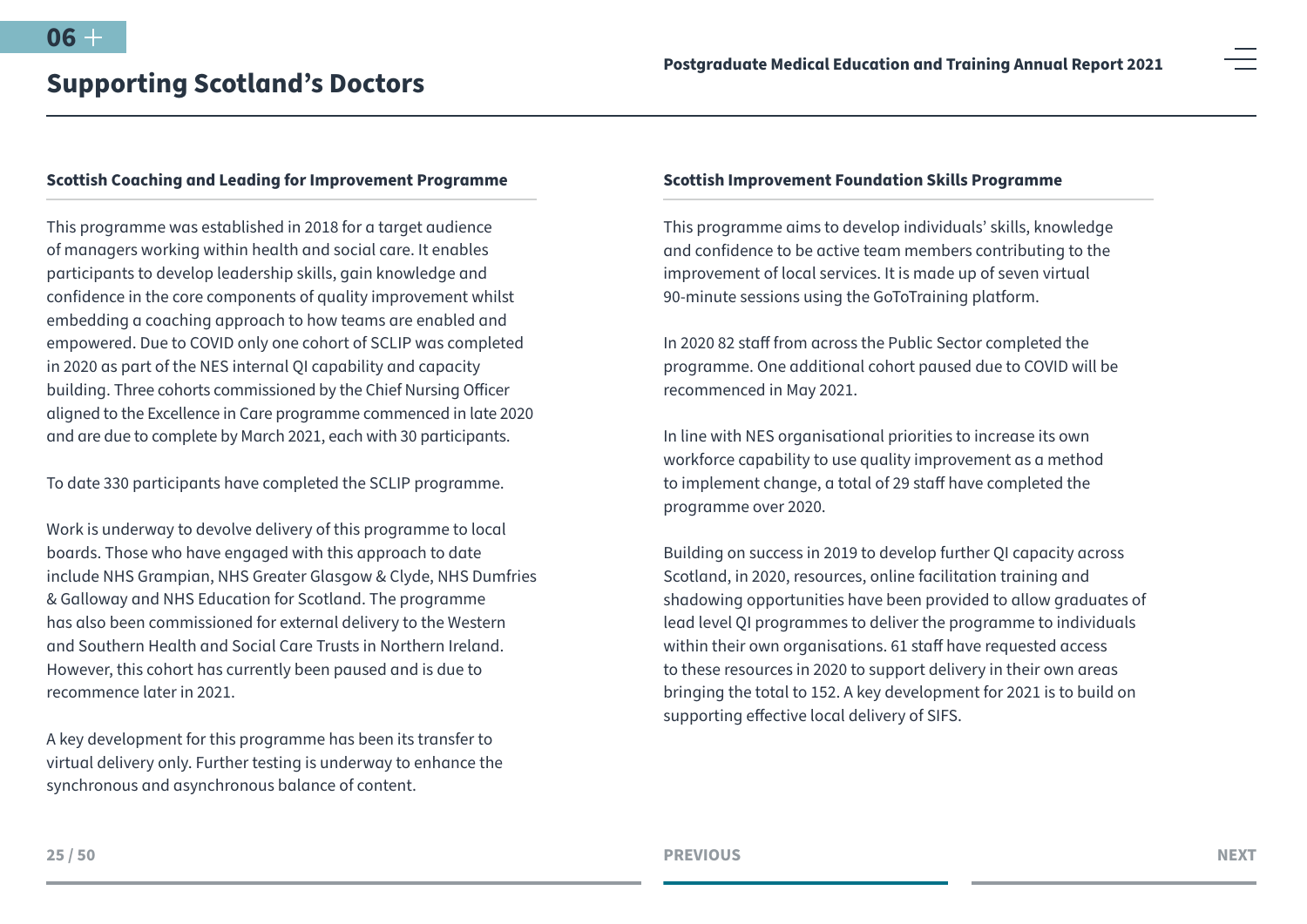## Supporting Scotland's Doctors

### Scottish Coaching and Leading for Improvement Programme

This programme was established in 2018 for a target audience of managers working within health and social care. It enables participants to develop leadership skills, gain knowledge and confidence in the core components of quality improvement whilst embedding a coaching approach to how teams are enabled and empowered. Due to COVID only one cohort of SCLIP was completed in 2020 as part of the NES internal QI capability and capacity building. Three cohorts commissioned by the Chief Nursing Officer aligned to the Excellence in Care programme commenced in late 2020 and are due to complete by March 2021, each with 30 participants.

To date 330 participants have completed the SCLIP programme.

Work is underway to devolve delivery of this programme to local boards. Those who have engaged with this approach to date include NHS Grampian, NHS Greater Glasgow & Clyde, NHS Dumfries & Galloway and NHS Education for Scotland. The programme has also been commissioned for external delivery to the Western and Southern Health and Social Care Trusts in Northern Ireland. However, this cohort has currently been paused and is due to recommence later in 2021.

A key development for this programme has been its transfer to virtual delivery only. Further testing is underway to enhance the synchronous and asynchronous balance of content.

### Scottish Improvement Foundation Skills Programme

This programme aims to develop individuals' skills, knowledge and confidence to be active team members contributing to the improvement of local services. It is made up of seven virtual 90-minute sessions using the GoToTraining platform.

In 2020 82 staff from across the Public Sector completed the programme. One additional cohort paused due to COVID will be recommenced in May 2021.

In line with NES organisational priorities to increase its own workforce capability to use quality improvement as a method to implement change, a total of 29 staff have completed the programme over 2020.

Building on success in 2019 to develop further QI capacity across Scotland, in 2020, resources, online facilitation training and shadowing opportunities have been provided to allow graduates of lead level QI programmes to deliver the programme to individuals within their own organisations. 61 staff have requested access to these resources in 2020 to support delivery in their own areas bringing the total to 152. A key development for 2021 is to build on supporting effective local delivery of SIFS.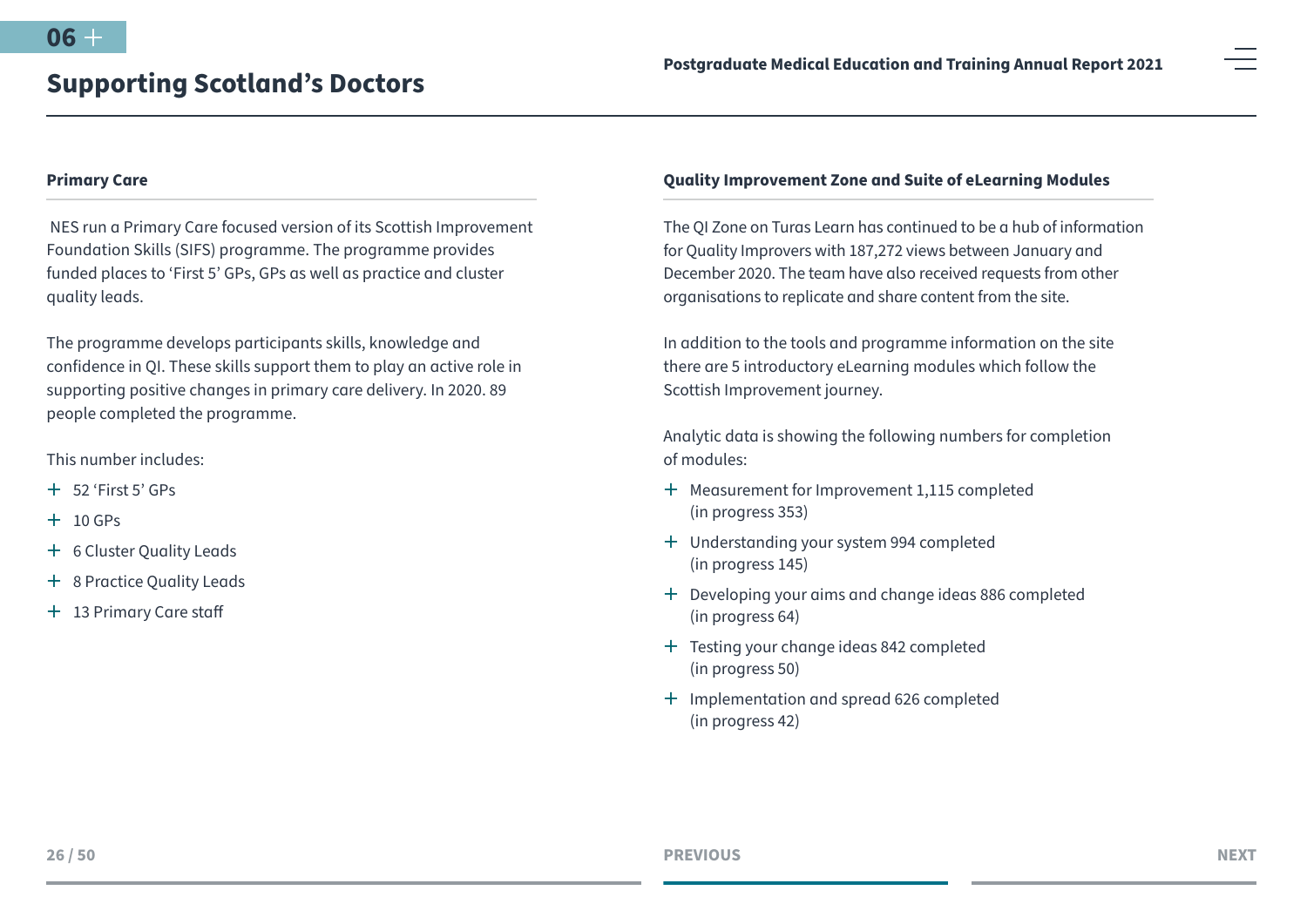## Supporting Scotland's Doctors

### Primary Care

NES run a Primary Care focused version of its Scottish Improvement Foundation Skills (SIFS) programme. The programme provides funded places to 'First 5' GPs, GPs as well as practice and cluster quality leads.

The programme develops participants skills, knowledge and confidence in QI. These skills support them to play an active role in supporting positive changes in primary care delivery. In 2020. 89 people completed the programme.

This number includes:

- 52 'First 5' GPs
- 10 GPs
- 6 Cluster Quality Leads
- 8 Practice Quality Leads
- 13 Primary Care staff

### Quality Improvement Zone and Suite of eLearning Modules

The QI Zone on Turas Learn has continued to be a hub of information for Quality Improvers with 187,272 views between January and December 2020. The team have also received requests from other organisations to replicate and share content from the site.

In addition to the tools and programme information on the site there are 5 introductory eLearning modules which follow the Scottish Improvement journey.

Analytic data is showing the following numbers for completion of modules:

- Measurement for Improvement 1,115 completed (in progress 353)
- Understanding your system 994 completed (in progress 145)
- Developing your aims and change ideas 886 completed (in progress 64)
- Testing your change ideas 842 completed (in progress 50)
- Implementation and spread 626 completed (in progress 42)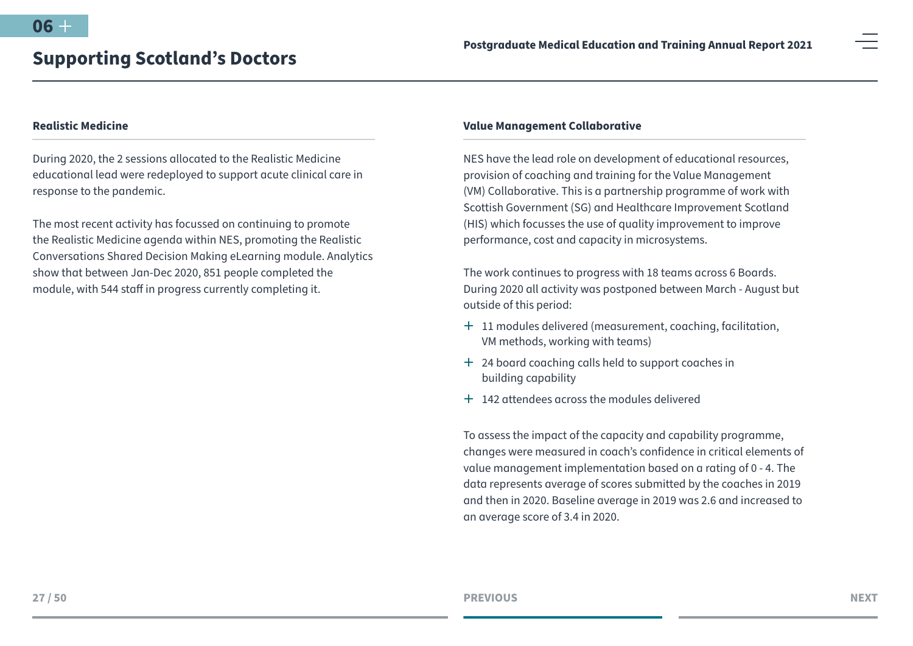## Supporting Scotland's Doctors

### Realistic Medicine

During 2020, the 2 sessions allocated to the Realistic Medicine educational lead were redeployed to support acute clinical care in response to the pandemic.

The most recent activity has focussed on continuing to promote the Realistic Medicine agenda within NES, promoting the Realistic Conversations Shared Decision Making eLearning module. Analytics show that between Jan-Dec 2020, 851 people completed the module, with 544 staff in progress currently completing it.

### Value Management Collaborative

NES have the lead role on development of educational resources, provision of coaching and training for the Value Management (VM) Collaborative. This is a partnership programme of work with Scottish Government (SG) and Healthcare Improvement Scotland (HIS) which focusses the use of quality improvement to improve performance, cost and capacity in microsystems.

The work continues to progress with 18 teams across 6 Boards. During 2020 all activity was postponed between March - August but outside of this period:

- 11 modules delivered (measurement, coaching, facilitation, VM methods, working with teams)
- 24 board coaching calls held to support coaches in building capability
- 142 attendees across the modules delivered

To assess the impact of the capacity and capability programme, changes were measured in coach's confidence in critical elements of value management implementation based on a rating of 0 - 4. The data represents average of scores submitted by the coaches in 2019 and then in 2020. Baseline average in 2019 was 2.6 and increased to an average score of 3.4 in 2020.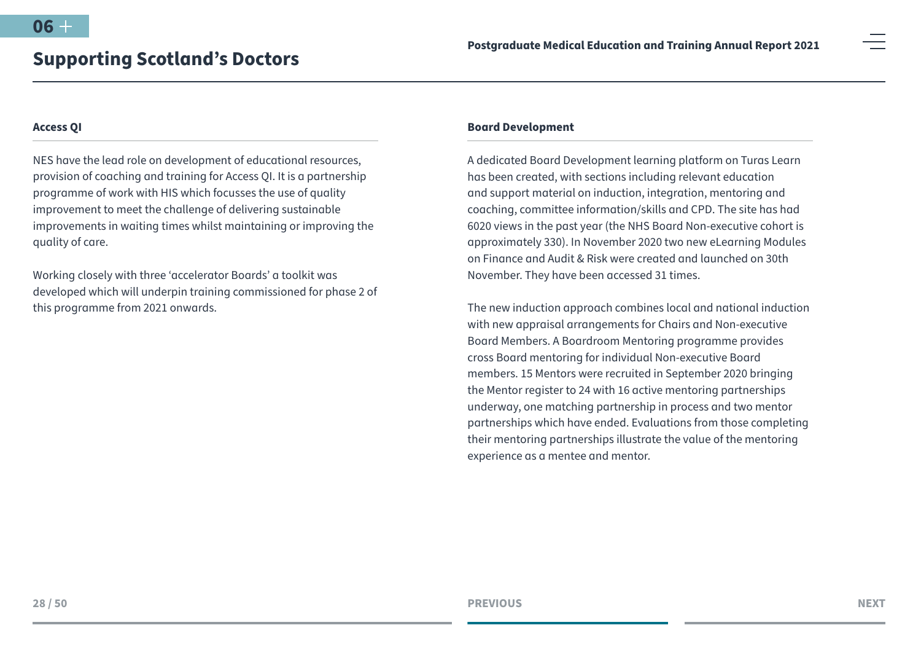## Access QI

NES have the lead role on development of educational resources, provision of coaching and training for Access QI. It is a partnership programme of work with HIS which focusses the use of quality improvement to meet the challenge of delivering sustainable improvements in waiting times whilst maintaining or improving the quality of care.

Working closely with three 'accelerator Boards' a toolkit was developed which will underpin training commissioned for phase 2 of this programme from 2021 onwards.

## Board Development

A dedicated Board Development learning platform on Turas Learn has been created, with sections including relevant education and support material on induction, integration, mentoring and coaching, committee information/skills and CPD. The site has had 6020 views in the past year (the NHS Board Non-executive cohort is approximately 330). In November 2020 two new eLearning Modules on Finance and Audit & Risk were created and launched on 30th November. They have been accessed 31 times.

The new induction approach combines local and national induction with new appraisal arrangements for Chairs and Non-executive Board Members. A Boardroom Mentoring programme provides cross Board mentoring for individual Non-executive Board members. 15 Mentors were recruited in September 2020 bringing the Mentor register to 24 with 16 active mentoring partnerships underway, one matching partnership in process and two mentor partnerships which have ended. Evaluations from those completing their mentoring partnerships illustrate the value of the mentoring experience as a mentee and mentor.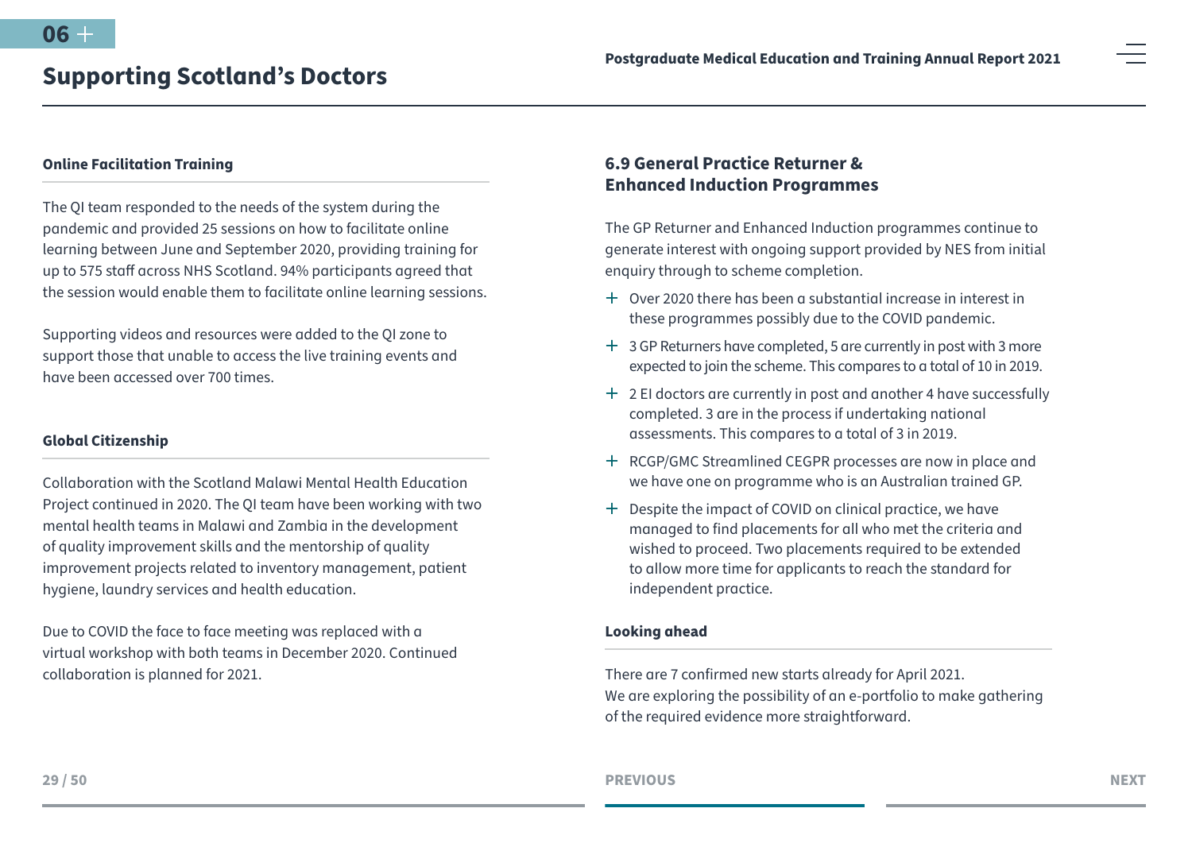## Supporting Scotland's Doctors

### Online Facilitation Training

The QI team responded to the needs of the system during the pandemic and provided 25 sessions on how to facilitate online learning between June and September 2020, providing training for up to 575 staff across NHS Scotland. 94% participants agreed that the session would enable them to facilitate online learning sessions.

Supporting videos and resources were added to the QI zone to support those that unable to access the live training events and have been accessed over 700 times.

### Global Citizenship

Collaboration with the Scotland Malawi Mental Health Education Project continued in 2020. The QI team have been working with two mental health teams in Malawi and Zambia in the development of quality improvement skills and the mentorship of quality improvement projects related to inventory management, patient hygiene, laundry services and health education.

Due to COVID the face to face meeting was replaced with a virtual workshop with both teams in December 2020. Continued collaboration is planned for 2021.

### 6.9 General Practice Returner & Enhanced Induction Programmes

The GP Returner and Enhanced Induction programmes continue to generate interest with ongoing support provided by NES from initial enquiry through to scheme completion.

- Over 2020 there has been a substantial increase in interest in these programmes possibly due to the COVID pandemic.
- 3 GP Returners have completed, 5 are currently in post with 3 more expected to join the scheme. This compares to a total of 10 in 2019.
- 2 EI doctors are currently in post and another 4 have successfully completed. 3 are in the process if undertaking national assessments. This compares to a total of 3 in 2019.
- RCGP/GMC Streamlined CEGPR processes are now in place and we have one on programme who is an Australian trained GP.
- Despite the impact of COVID on clinical practice, we have managed to find placements for all who met the criteria and wished to proceed. Two placements required to be extended to allow more time for applicants to reach the standard for independent practice.

### Looking ahead

There are 7 confirmed new starts already for April 2021.
We are exploring the possibility of an e-portfolio to make gathering of the required evidence more straightforward.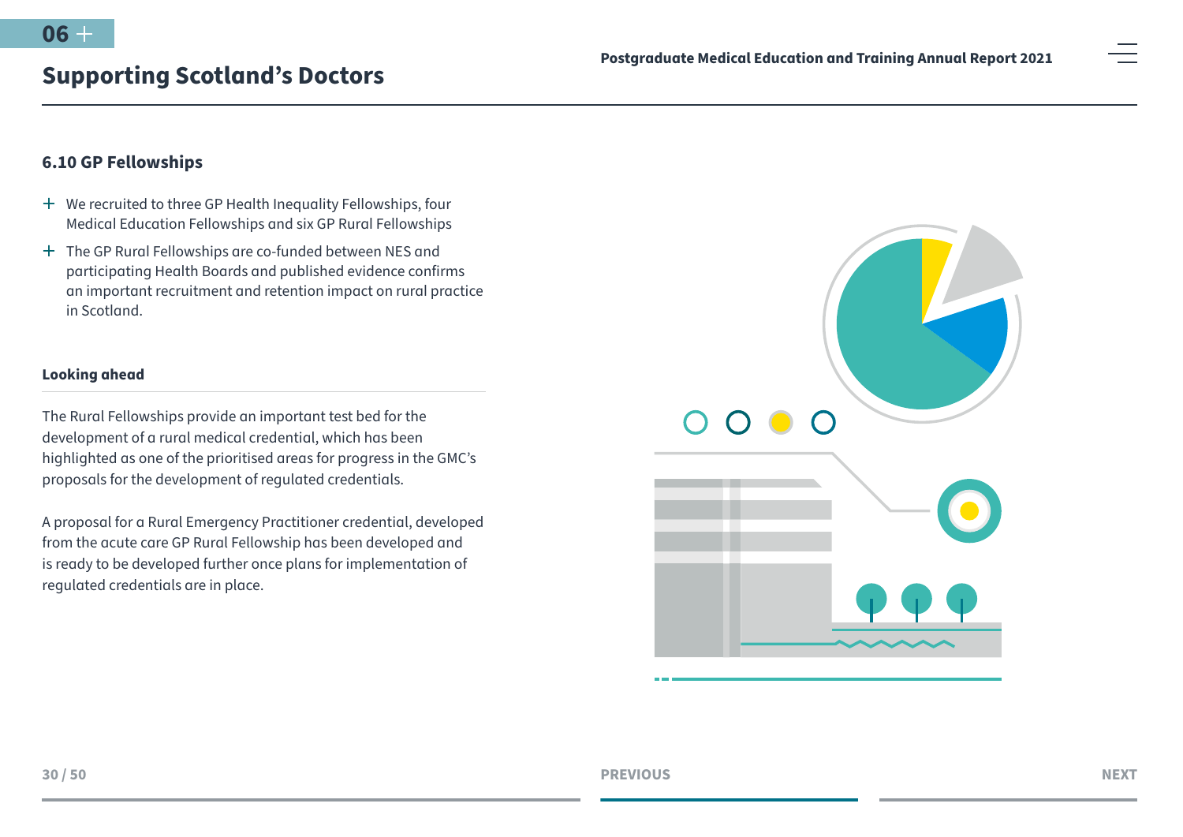## 6.10 GP Fellowships

- We recruited to three GP Health Inequality Fellowships, four Medical Education Fellowships and six GP Rural Fellowships
- The GP Rural Fellowships are co-funded between NES and participating Health Boards and published evidence confirms an important recruitment and retention impact on rural practice in Scotland.

### Looking ahead

The Rural Fellowships provide an important test bed for the development of a rural medical credential, which has been highlighted as one of the prioritised areas for progress in the GMC's proposals for the development of regulated credentials.

A proposal for a Rural Emergency Practitioner credential, developed from the acute care GP Rural Fellowship has been developed and is ready to be developed further once plans for implementation of regulated credentials are in place.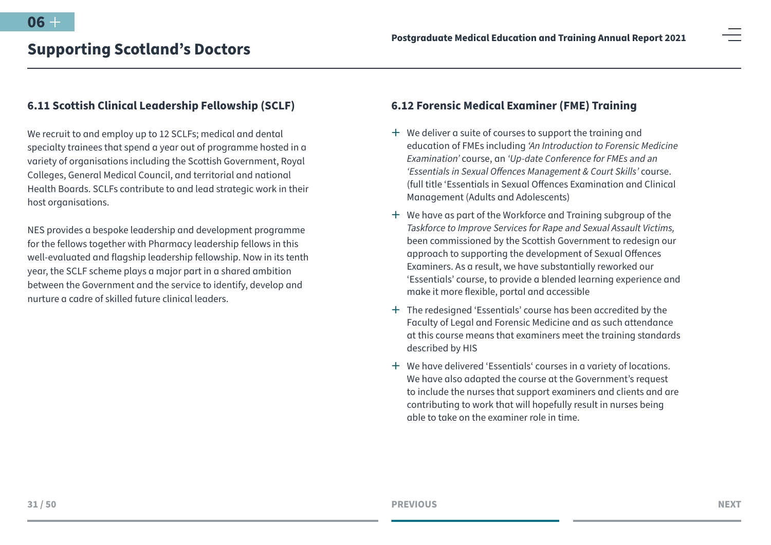## Supporting Scotland's Doctors

### 6.11 Scottish Clinical Leadership Fellowship (SCLF)

We recruit to and employ up to 12 SCLFs; medical and dental specialty trainees that spend a year out of programme hosted in a variety of organisations including the Scottish Government, Royal Colleges, General Medical Council, and territorial and national Health Boards. SCLFs contribute to and lead strategic work in their host organisations.

NES provides a bespoke leadership and development programme for the fellows together with Pharmacy leadership fellows in this well-evaluated and flagship leadership fellowship. Now in its tenth year, the SCLF scheme plays a major part in a shared ambition between the Government and the service to identify, develop and nurture a cadre of skilled future clinical leaders.

### 6.12 Forensic Medical Examiner (FME) Training

- We deliver a suite of courses to support the training and education of FMEs including *'An Introduction to Forensic Medicine Examination'* course, an *'Up-date Conference for FMEs and an 'Essentials in Sexual Offences Management & Court Skills'* course. (full title 'Essentials in Sexual Offences Examination and Clinical Management (Adults and Adolescents)
- We have as part of the Workforce and Training subgroup of the *Taskforce to Improve Services for Rape and Sexual Assault Victims,* been commissioned by the Scottish Government to redesign our approach to supporting the development of Sexual Offences Examiners. As a result, we have substantially reworked our 'Essentials' course, to provide a blended learning experience and make it more flexible, portal and accessible
- The redesigned 'Essentials' course has been accredited by the Faculty of Legal and Forensic Medicine and as such attendance at this course means that examiners meet the training standards described by HIS
- We have delivered 'Essentials' courses in a variety of locations. We have also adapted the course at the Government's request to include the nurses that support examiners and clients and are contributing to work that will hopefully result in nurses being able to take on the examiner role in time.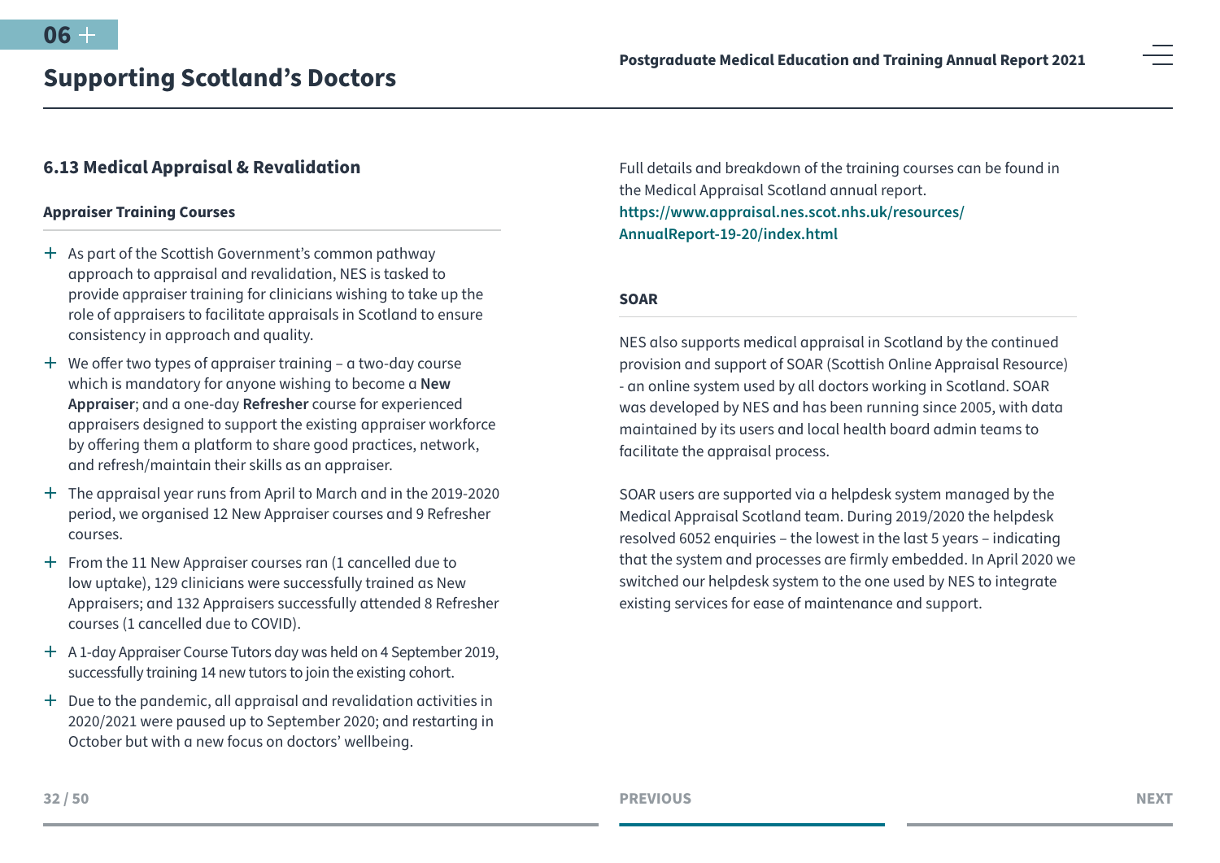## 6.13 Medical Appraisal & Revalidation

### Appraiser Training Courses

- As part of the Scottish Government's common pathway approach to appraisal and revalidation, NES is tasked to provide appraiser training for clinicians wishing to take up the role of appraisers to facilitate appraisals in Scotland to ensure consistency in approach and quality.
- We offer two types of appraiser training – a two-day course which is mandatory for anyone wishing to become a **New Appraiser**; and a one-day **Refresher** course for experienced appraisers designed to support the existing appraiser workforce by offering them a platform to share good practices, network, and refresh/maintain their skills as an appraiser.
- The appraisal year runs from April to March and in the 2019-2020 period, we organised 12 New Appraiser courses and 9 Refresher courses.
- From the 11 New Appraiser courses ran (1 cancelled due to low uptake), 129 clinicians were successfully trained as New Appraisers; and 132 Appraisers successfully attended 8 Refresher courses (1 cancelled due to COVID).
- A 1-day Appraiser Course Tutors day was held on 4 September 2019, successfully training 14 new tutors to join the existing cohort.
- Due to the pandemic, all appraisal and revalidation activities in 2020/2021 were paused up to September 2020; and restarting in October but with a new focus on doctors' wellbeing.

Full details and breakdown of the training courses can be found in the Medical Appraisal Scotland annual report. **https://www.appraisal.nes.scot.nhs.uk/resources/AnnualReport-19-20/index.html**

### SOAR

NES also supports medical appraisal in Scotland by the continued provision and support of SOAR (Scottish Online Appraisal Resource) - an online system used by all doctors working in Scotland. SOAR was developed by NES and has been running since 2005, with data maintained by its users and local health board admin teams to facilitate the appraisal process.

SOAR users are supported via a helpdesk system managed by the Medical Appraisal Scotland team. During 2019/2020 the helpdesk resolved 6052 enquiries – the lowest in the last 5 years – indicating that the system and processes are firmly embedded. In April 2020 we switched our helpdesk system to the one used by NES to integrate existing services for ease of maintenance and support.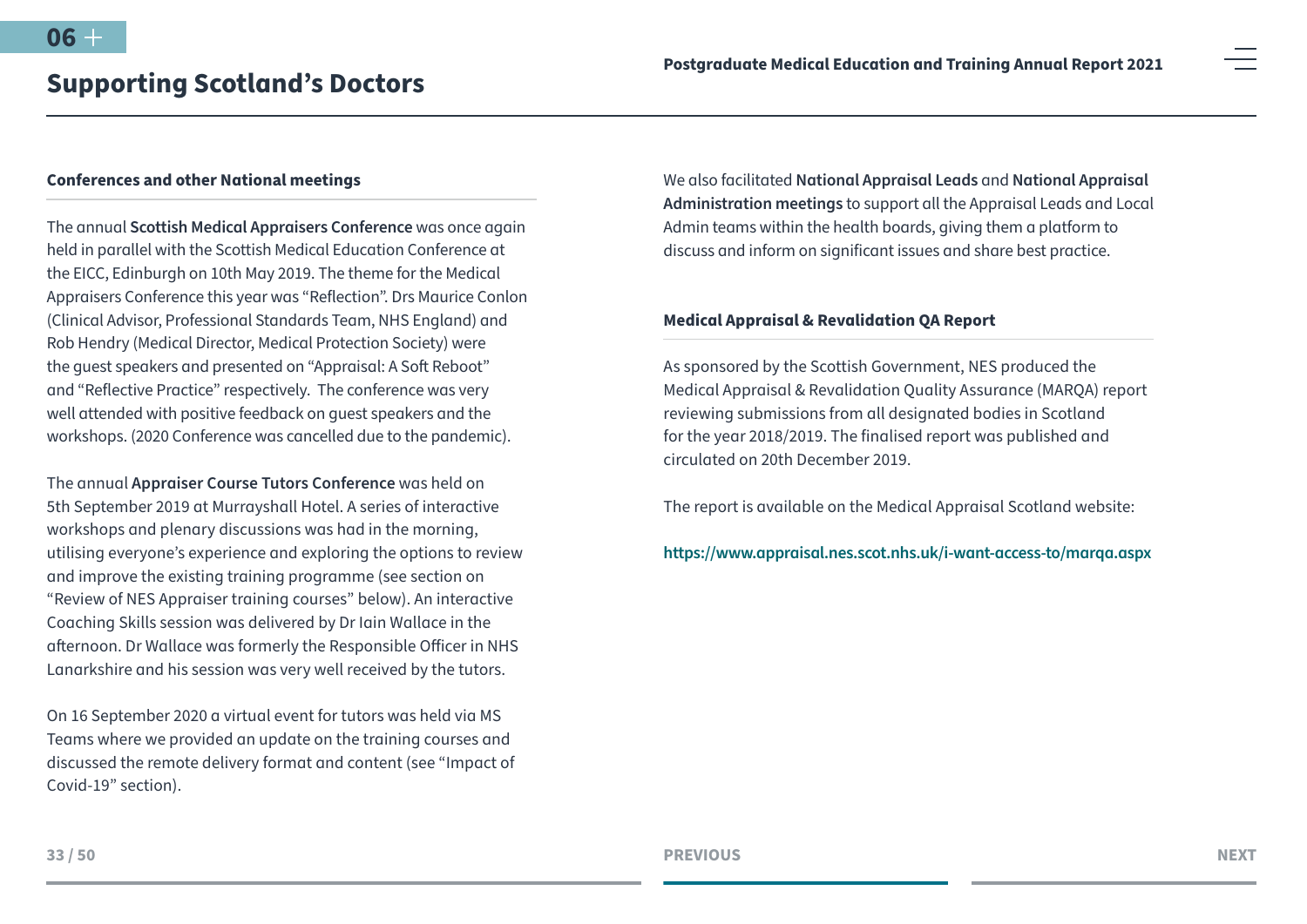## Supporting Scotland's Doctors

### Conferences and other National meetings

The annual **Scottish Medical Appraisers Conference** was once again held in parallel with the Scottish Medical Education Conference at the EICC, Edinburgh on 10th May 2019. The theme for the Medical Appraisers Conference this year was "Reflection". Drs Maurice Conlon (Clinical Advisor, Professional Standards Team, NHS England) and Rob Hendry (Medical Director, Medical Protection Society) were the guest speakers and presented on "Appraisal: A Soft Reboot" and "Reflective Practice" respectively. The conference was very well attended with positive feedback on guest speakers and the workshops. (2020 Conference was cancelled due to the pandemic).

The annual **Appraiser Course Tutors Conference** was held on 5th September 2019 at Murrayshall Hotel. A series of interactive workshops and plenary discussions was had in the morning, utilising everyone's experience and exploring the options to review and improve the existing training programme (see section on "Review of NES Appraiser training courses" below). An interactive Coaching Skills session was delivered by Dr Iain Wallace in the afternoon. Dr Wallace was formerly the Responsible Officer in NHS Lanarkshire and his session was very well received by the tutors.

On 16 September 2020 a virtual event for tutors was held via MS Teams where we provided an update on the training courses and discussed the remote delivery format and content (see "Impact of Covid-19" section).

We also facilitated **National Appraisal Leads** and **National Appraisal Administration meetings** to support all the Appraisal Leads and Local Admin teams within the health boards, giving them a platform to discuss and inform on significant issues and share best practice.

### Medical Appraisal & Revalidation QA Report

As sponsored by the Scottish Government, NES produced the Medical Appraisal & Revalidation Quality Assurance (MARQA) report reviewing submissions from all designated bodies in Scotland for the year 2018/2019. The finalised report was published and circulated on 20th December 2019.

The report is available on the Medical Appraisal Scotland website:

https://www.appraisal.nes.scot.nhs.uk/i-want-access-to/marqa.aspx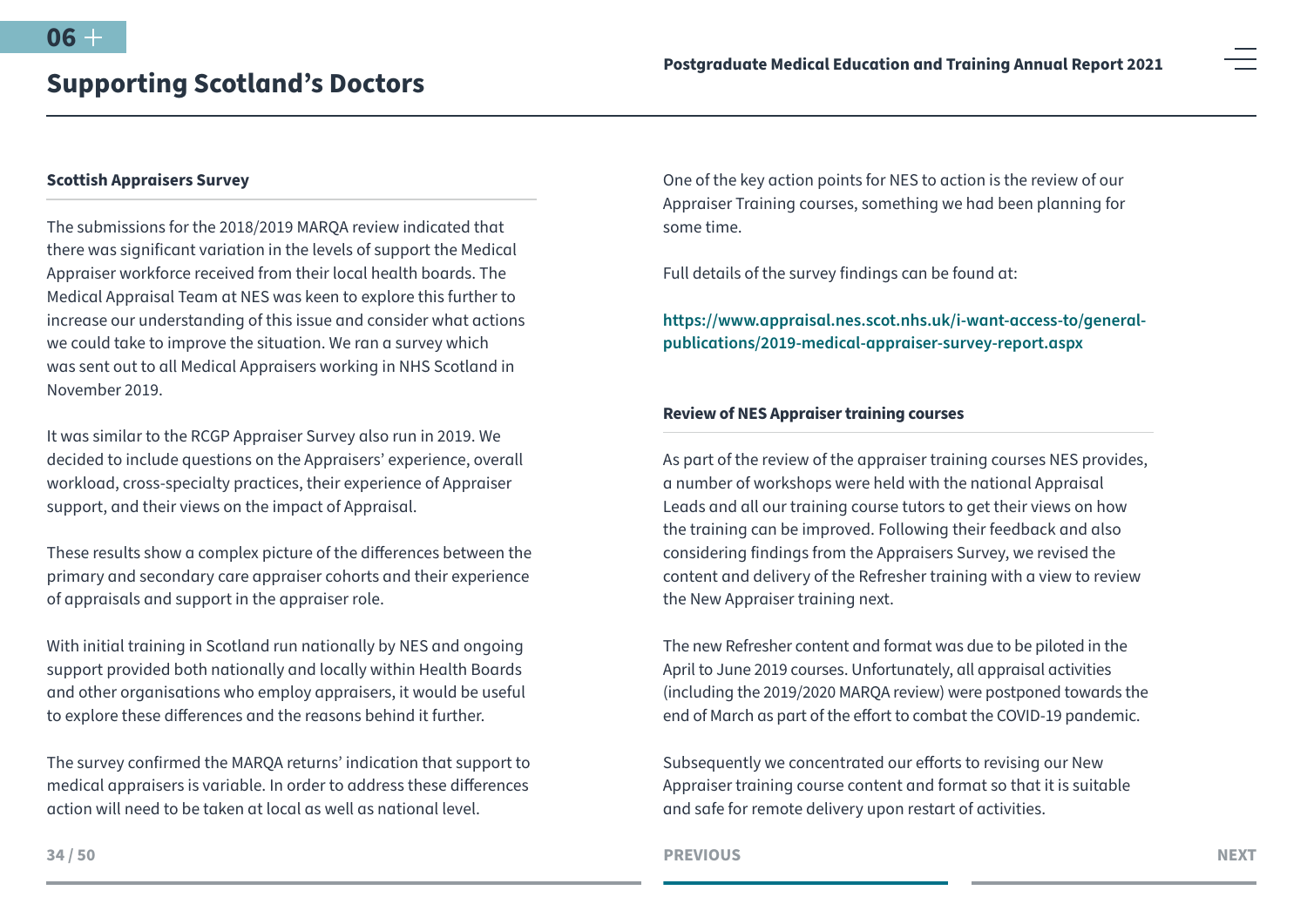## Supporting Scotland's Doctors

### Scottish Appraisers Survey

The submissions for the 2018/2019 MARQA review indicated that there was significant variation in the levels of support the Medical Appraiser workforce received from their local health boards. The Medical Appraisal Team at NES was keen to explore this further to increase our understanding of this issue and consider what actions we could take to improve the situation. We ran a survey which was sent out to all Medical Appraisers working in NHS Scotland in November 2019.

It was similar to the RCGP Appraiser Survey also run in 2019. We decided to include questions on the Appraisers' experience, overall workload, cross-specialty practices, their experience of Appraiser support, and their views on the impact of Appraisal.

These results show a complex picture of the differences between the primary and secondary care appraiser cohorts and their experience of appraisals and support in the appraiser role.

With initial training in Scotland run nationally by NES and ongoing support provided both nationally and locally within Health Boards and other organisations who employ appraisers, it would be useful to explore these differences and the reasons behind it further.

The survey confirmed the MARQA returns' indication that support to medical appraisers is variable. In order to address these differences action will need to be taken at local as well as national level.

One of the key action points for NES to action is the review of our Appraiser Training courses, something we had been planning for some time.

Full details of the survey findings can be found at:

**https://www.appraisal.nes.scot.nhs.uk/i-want-access-to/general-publications/2019-medical-appraiser-survey-report.aspx**

### Review of NES Appraiser training courses

As part of the review of the appraiser training courses NES provides, a number of workshops were held with the national Appraisal Leads and all our training course tutors to get their views on how the training can be improved. Following their feedback and also considering findings from the Appraisers Survey, we revised the content and delivery of the Refresher training with a view to review the New Appraiser training next.

The new Refresher content and format was due to be piloted in the April to June 2019 courses. Unfortunately, all appraisal activities (including the 2019/2020 MARQA review) were postponed towards the end of March as part of the effort to combat the COVID-19 pandemic.

Subsequently we concentrated our efforts to revising our New Appraiser training course content and format so that it is suitable and safe for remote delivery upon restart of activities.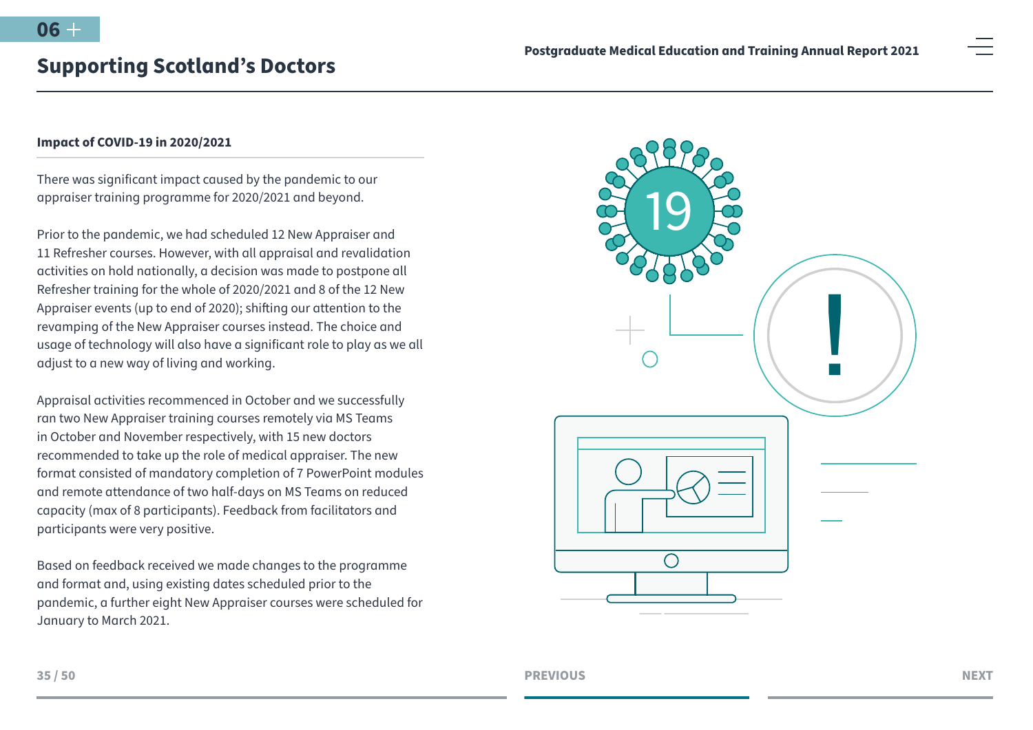## Supporting Scotland's Doctors

### Impact of COVID-19 in 2020/2021

There was significant impact caused by the pandemic to our appraiser training programme for 2020/2021 and beyond.

Prior to the pandemic, we had scheduled 12 New Appraiser and 11 Refresher courses. However, with all appraisal and revalidation activities on hold nationally, a decision was made to postpone all Refresher training for the whole of 2020/2021 and 8 of the 12 New Appraiser events (up to end of 2020); shifting our attention to the revamping of the New Appraiser courses instead. The choice and usage of technology will also have a significant role to play as we all adjust to a new way of living and working.

Appraisal activities recommenced in October and we successfully ran two New Appraiser training courses remotely via MS Teams in October and November respectively, with 15 new doctors recommended to take up the role of medical appraiser. The new format consisted of mandatory completion of 7 PowerPoint modules and remote attendance of two half-days on MS Teams on reduced capacity (max of 8 participants). Feedback from facilitators and participants were very positive.

Based on feedback received we made changes to the programme and format and, using existing dates scheduled prior to the pandemic, a further eight New Appraiser courses were scheduled for January to March 2021.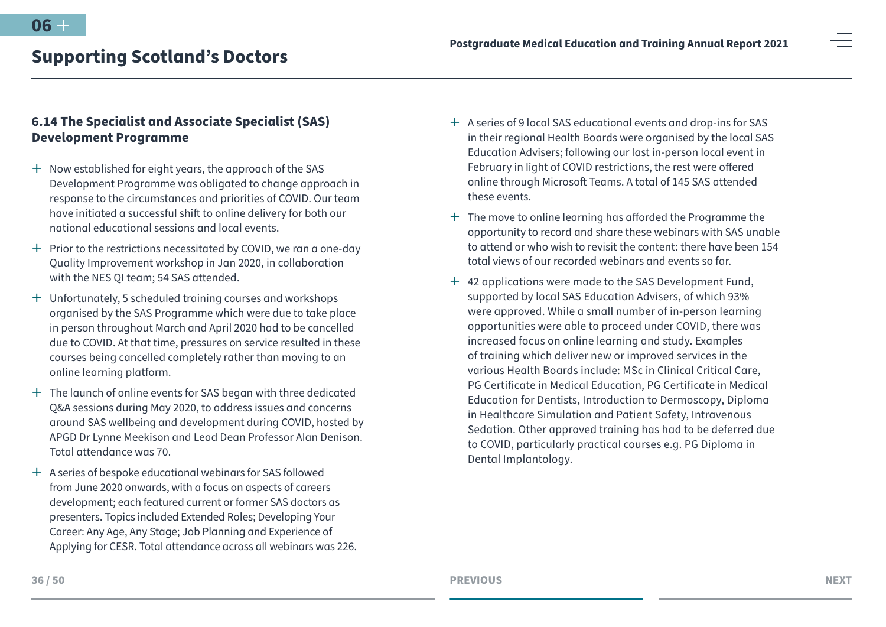## 6.14 The Specialist and Associate Specialist (SAS) Development Programme

- Now established for eight years, the approach of the SAS Development Programme was obligated to change approach in response to the circumstances and priorities of COVID. Our team have initiated a successful shift to online delivery for both our national educational sessions and local events.
- Prior to the restrictions necessitated by COVID, we ran a one-day Quality Improvement workshop in Jan 2020, in collaboration with the NES QI team; 54 SAS attended.
- Unfortunately, 5 scheduled training courses and workshops organised by the SAS Programme which were due to take place in person throughout March and April 2020 had to be cancelled due to COVID. At that time, pressures on service resulted in these courses being cancelled completely rather than moving to an online learning platform.
- The launch of online events for SAS began with three dedicated Q&A sessions during May 2020, to address issues and concerns around SAS wellbeing and development during COVID, hosted by APGD Dr Lynne Meekison and Lead Dean Professor Alan Denison. Total attendance was 70.
- A series of bespoke educational webinars for SAS followed from June 2020 onwards, with a focus on aspects of careers development; each featured current or former SAS doctors as presenters. Topics included Extended Roles; Developing Your Career: Any Age, Any Stage; Job Planning and Experience of Applying for CESR. Total attendance across all webinars was 226.
- A series of 9 local SAS educational events and drop-ins for SAS in their regional Health Boards were organised by the local SAS Education Advisers; following our last in-person local event in February in light of COVID restrictions, the rest were offered online through Microsoft Teams. A total of 145 SAS attended these events.
- The move to online learning has afforded the Programme the opportunity to record and share these webinars with SAS unable to attend or who wish to revisit the content: there have been 154 total views of our recorded webinars and events so far.
- 42 applications were made to the SAS Development Fund, supported by local SAS Education Advisers, of which 93% were approved. While a small number of in-person learning opportunities were able to proceed under COVID, there was increased focus on online learning and study. Examples of training which deliver new or improved services in the various Health Boards include: MSc in Clinical Critical Care, PG Certificate in Medical Education, PG Certificate in Medical Education for Dentists, Introduction to Dermoscopy, Diploma in Healthcare Simulation and Patient Safety, Intravenous Sedation. Other approved training has had to be deferred due to COVID, particularly practical courses e.g. PG Diploma in Dental Implantology.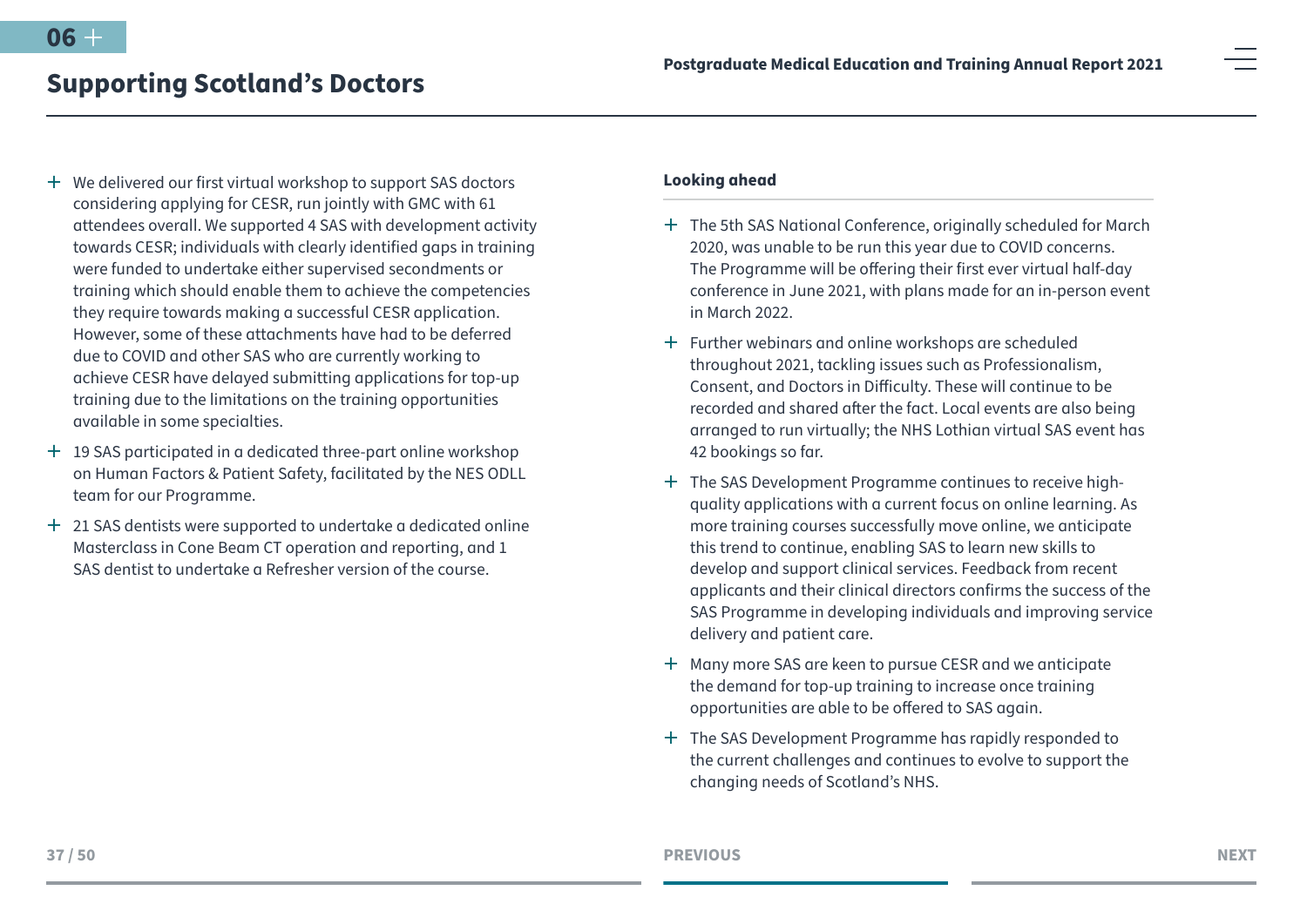## Supporting Scotland's Doctors

- We delivered our first virtual workshop to support SAS doctors considering applying for CESR, run jointly with GMC with 61 attendees overall. We supported 4 SAS with development activity towards CESR; individuals with clearly identified gaps in training were funded to undertake either supervised secondments or training which should enable them to achieve the competencies they require towards making a successful CESR application. However, some of these attachments have had to be deferred due to COVID and other SAS who are currently working to achieve CESR have delayed submitting applications for top-up training due to the limitations on the training opportunities available in some specialties.
- 19 SAS participated in a dedicated three-part online workshop on Human Factors & Patient Safety, facilitated by the NES ODLL team for our Programme.
- 21 SAS dentists were supported to undertake a dedicated online Masterclass in Cone Beam CT operation and reporting, and 1 SAS dentist to undertake a Refresher version of the course.

**Looking ahead**

- The 5th SAS National Conference, originally scheduled for March 2020, was unable to be run this year due to COVID concerns. The Programme will be offering their first ever virtual half-day conference in June 2021, with plans made for an in-person event in March 2022.
- Further webinars and online workshops are scheduled throughout 2021, tackling issues such as Professionalism, Consent, and Doctors in Difficulty. These will continue to be recorded and shared after the fact. Local events are also being arranged to run virtually; the NHS Lothian virtual SAS event has 42 bookings so far.
- The SAS Development Programme continues to receive high-quality applications with a current focus on online learning. As more training courses successfully move online, we anticipate this trend to continue, enabling SAS to learn new skills to develop and support clinical services. Feedback from recent applicants and their clinical directors confirms the success of the SAS Programme in developing individuals and improving service delivery and patient care.
- Many more SAS are keen to pursue CESR and we anticipate the demand for top-up training to increase once training opportunities are able to be offered to SAS again.
- The SAS Development Programme has rapidly responded to the current challenges and continues to evolve to support the changing needs of Scotland's NHS.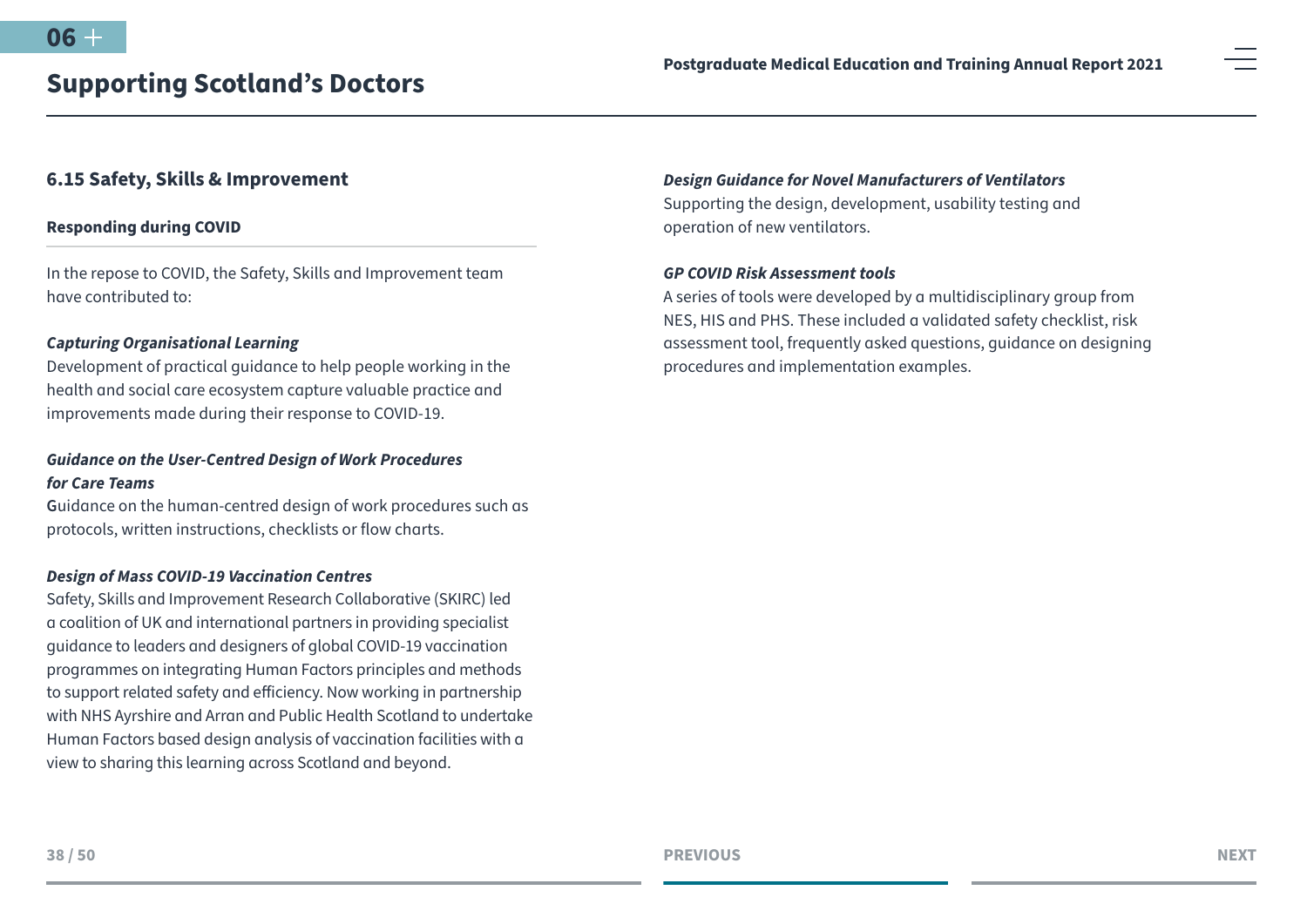## 6.15 Safety, Skills & Improvement

### Responding during COVID

In the repose to COVID, the Safety, Skills and Improvement team have contributed to:

***Capturing Organisational Learning***
Development of practical guidance to help people working in the health and social care ecosystem capture valuable practice and improvements made during their response to COVID-19.

***Guidance on the User-Centred Design of Work Procedures for Care Teams***
Guidance on the human-centred design of work procedures such as protocols, written instructions, checklists or flow charts.

***Design of Mass COVID-19 Vaccination Centres***
Safety, Skills and Improvement Research Collaborative (SKIRC) led a coalition of UK and international partners in providing specialist guidance to leaders and designers of global COVID-19 vaccination programmes on integrating Human Factors principles and methods to support related safety and efficiency. Now working in partnership with NHS Ayrshire and Arran and Public Health Scotland to undertake Human Factors based design analysis of vaccination facilities with a view to sharing this learning across Scotland and beyond.

***Design Guidance for Novel Manufacturers of Ventilators***
Supporting the design, development, usability testing and operation of new ventilators.

***GP COVID Risk Assessment tools***
A series of tools were developed by a multidisciplinary group from NES, HIS and PHS. These included a validated safety checklist, risk assessment tool, frequently asked questions, guidance on designing procedures and implementation examples.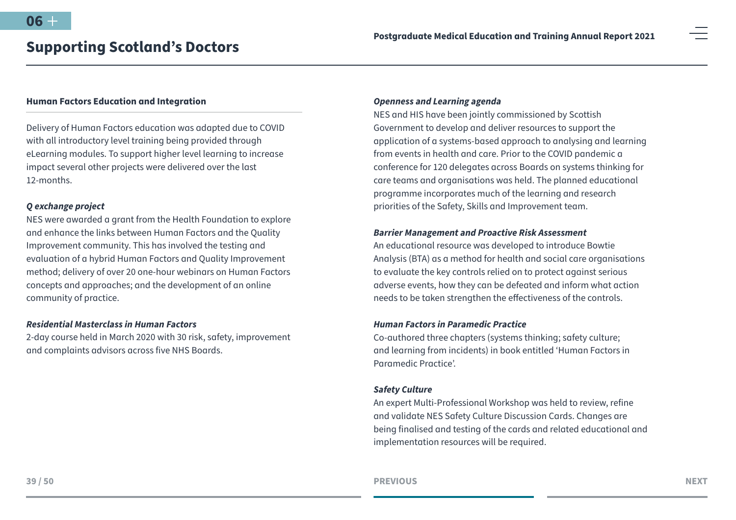## Supporting Scotland's Doctors

### Human Factors Education and Integration

Delivery of Human Factors education was adapted due to COVID with all introductory level training being provided through eLearning modules. To support higher level learning to increase impact several other projects were delivered over the last 12-months.

***Q exchange project***
NES were awarded a grant from the Health Foundation to explore and enhance the links between Human Factors and the Quality Improvement community. This has involved the testing and evaluation of a hybrid Human Factors and Quality Improvement method; delivery of over 20 one-hour webinars on Human Factors concepts and approaches; and the development of an online community of practice.

***Residential Masterclass in Human Factors***
2-day course held in March 2020 with 30 risk, safety, improvement and complaints advisors across five NHS Boards.

***Openness and Learning agenda***
NES and HIS have been jointly commissioned by Scottish Government to develop and deliver resources to support the application of a systems-based approach to analysing and learning from events in health and care. Prior to the COVID pandemic a conference for 120 delegates across Boards on systems thinking for care teams and organisations was held. The planned educational programme incorporates much of the learning and research priorities of the Safety, Skills and Improvement team.

***Barrier Management and Proactive Risk Assessment***
An educational resource was developed to introduce Bowtie Analysis (BTA) as a method for health and social care organisations to evaluate the key controls relied on to protect against serious adverse events, how they can be defeated and inform what action needs to be taken strengthen the effectiveness of the controls.

***Human Factors in Paramedic Practice***
Co-authored three chapters (systems thinking; safety culture; and learning from incidents) in book entitled 'Human Factors in Paramedic Practice'.

***Safety Culture***
An expert Multi-Professional Workshop was held to review, refine and validate NES Safety Culture Discussion Cards. Changes are being finalised and testing of the cards and related educational and implementation resources will be required.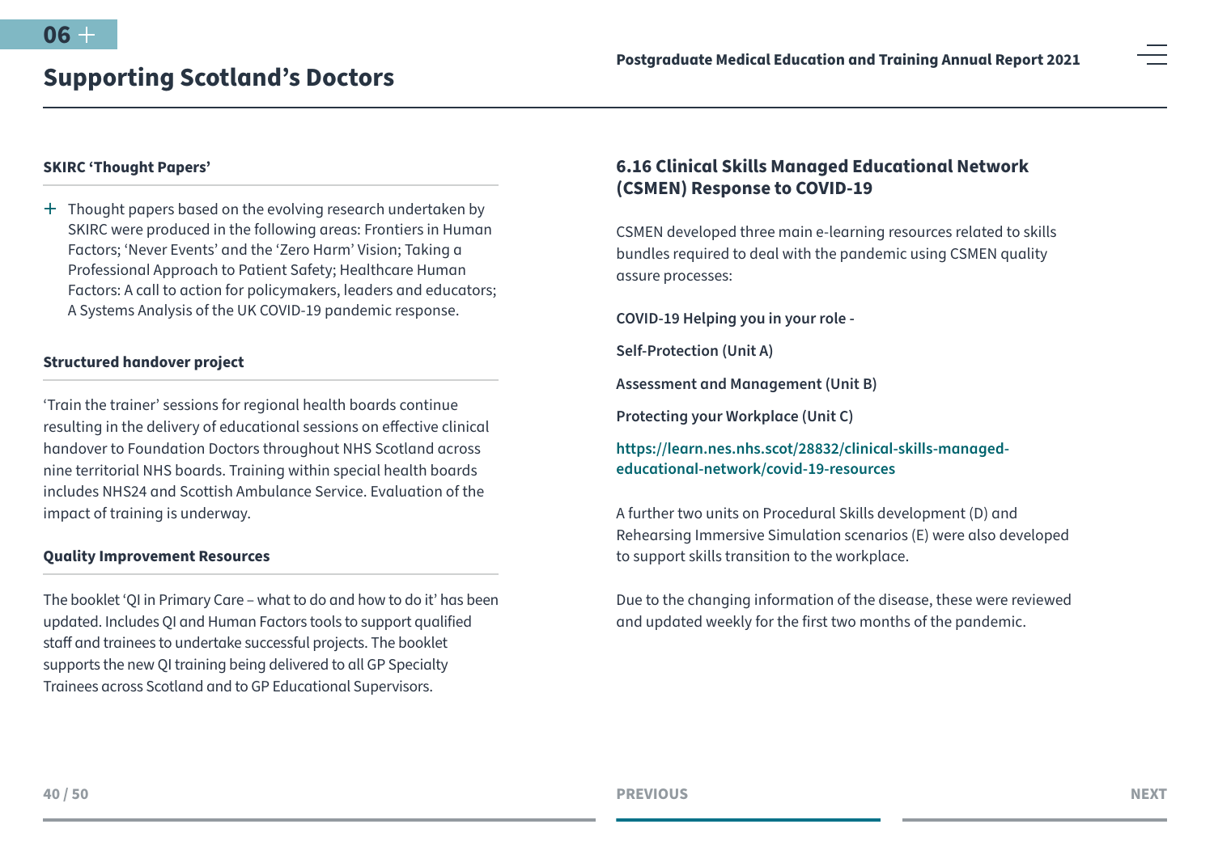## Supporting Scotland's Doctors

### SKIRC 'Thought Papers'

- Thought papers based on the evolving research undertaken by SKIRC were produced in the following areas: Frontiers in Human Factors; 'Never Events' and the 'Zero Harm' Vision; Taking a Professional Approach to Patient Safety; Healthcare Human Factors: A call to action for policymakers, leaders and educators; A Systems Analysis of the UK COVID-19 pandemic response.

### Structured handover project

'Train the trainer' sessions for regional health boards continue resulting in the delivery of educational sessions on effective clinical handover to Foundation Doctors throughout NHS Scotland across nine territorial NHS boards. Training within special health boards includes NHS24 and Scottish Ambulance Service. Evaluation of the impact of training is underway.

### Quality Improvement Resources

The booklet 'QI in Primary Care – what to do and how to do it' has been updated. Includes QI and Human Factors tools to support qualified staff and trainees to undertake successful projects. The booklet supports the new QI training being delivered to all GP Specialty Trainees across Scotland and to GP Educational Supervisors.

### 6.16 Clinical Skills Managed Educational Network (CSMEN) Response to COVID-19

CSMEN developed three main e-learning resources related to skills bundles required to deal with the pandemic using CSMEN quality assure processes:

**COVID-19 Helping you in your role -**

**Self-Protection (Unit A)**

**Assessment and Management (Unit B)**

**Protecting your Workplace (Unit C)**

**https://learn.nes.nhs.scot/28832/clinical-skills-managed-educational-network/covid-19-resources**

A further two units on Procedural Skills development (D) and Rehearsing Immersive Simulation scenarios (E) were also developed to support skills transition to the workplace.

Due to the changing information of the disease, these were reviewed and updated weekly for the first two months of the pandemic.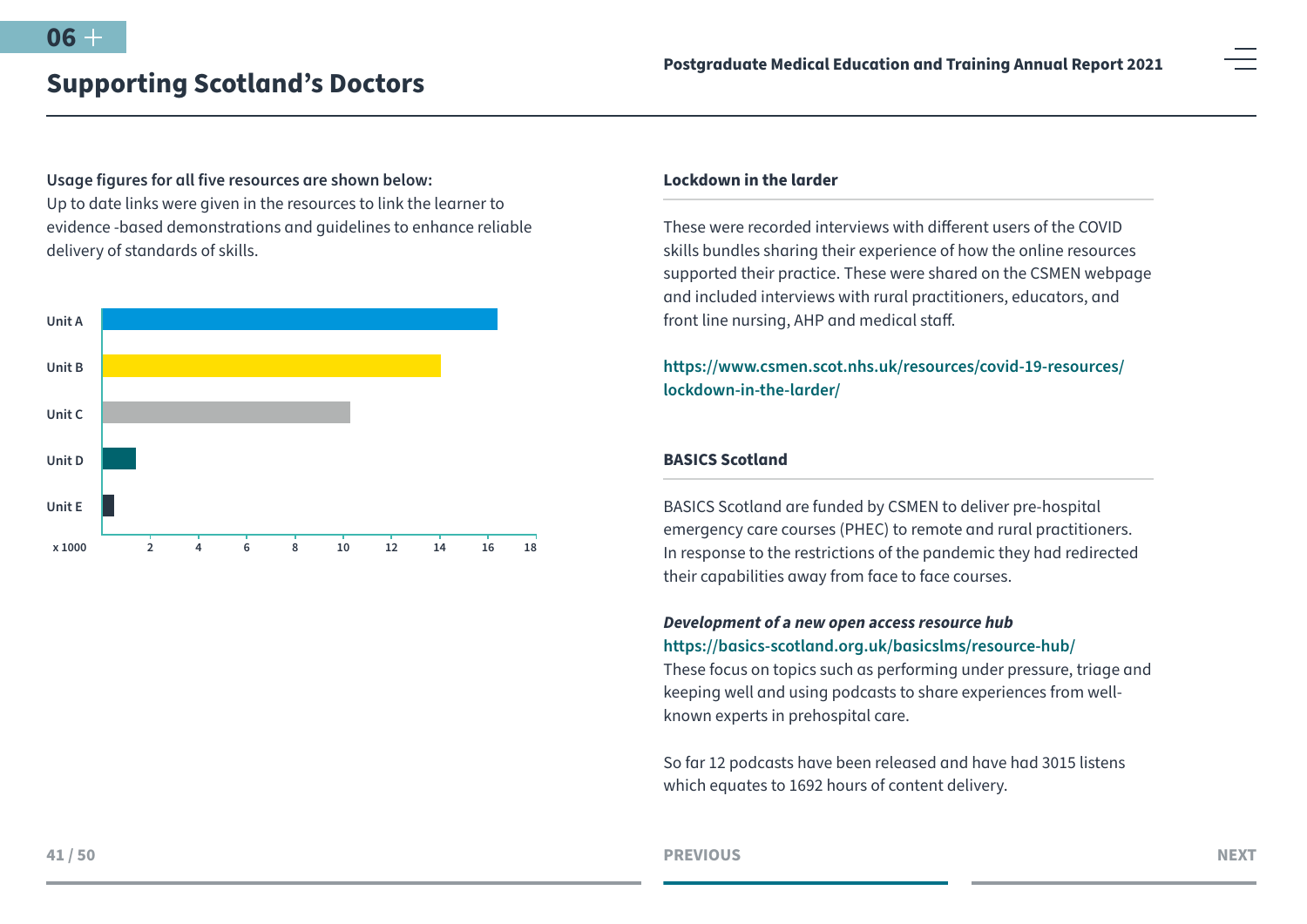## Supporting Scotland's Doctors

**Usage figures for all five resources are shown below:**

Up to date links were given in the resources to link the learner to evidence -based demonstrations and guidelines to enhance reliable delivery of standards of skills.

Unit A

Unit B

Unit C

Unit D

Unit E

x 1000 2 4 6 8 10 12 14 16 18

**Lockdown in the larder**

These were recorded interviews with different users of the COVID skills bundles sharing their experience of how the online resources supported their practice. These were shared on the CSMEN webpage and included interviews with rural practitioners, educators, and front line nursing, AHP and medical staff.

https://www.csmen.scot.nhs.uk/resources/covid-19-resources/lockdown-in-the-larder/

**BASICS Scotland**

BASICS Scotland are funded by CSMEN to deliver pre-hospital emergency care courses (PHEC) to remote and rural practitioners. In response to the restrictions of the pandemic they had redirected their capabilities away from face to face courses.

***Development of a new open access resource hub***

https://basics-scotland.org.uk/basicslms/resource-hub/

These focus on topics such as performing under pressure, triage and keeping well and using podcasts to share experiences from well-known experts in prehospital care.

So far 12 podcasts have been released and have had 3015 listens which equates to 1692 hours of content delivery.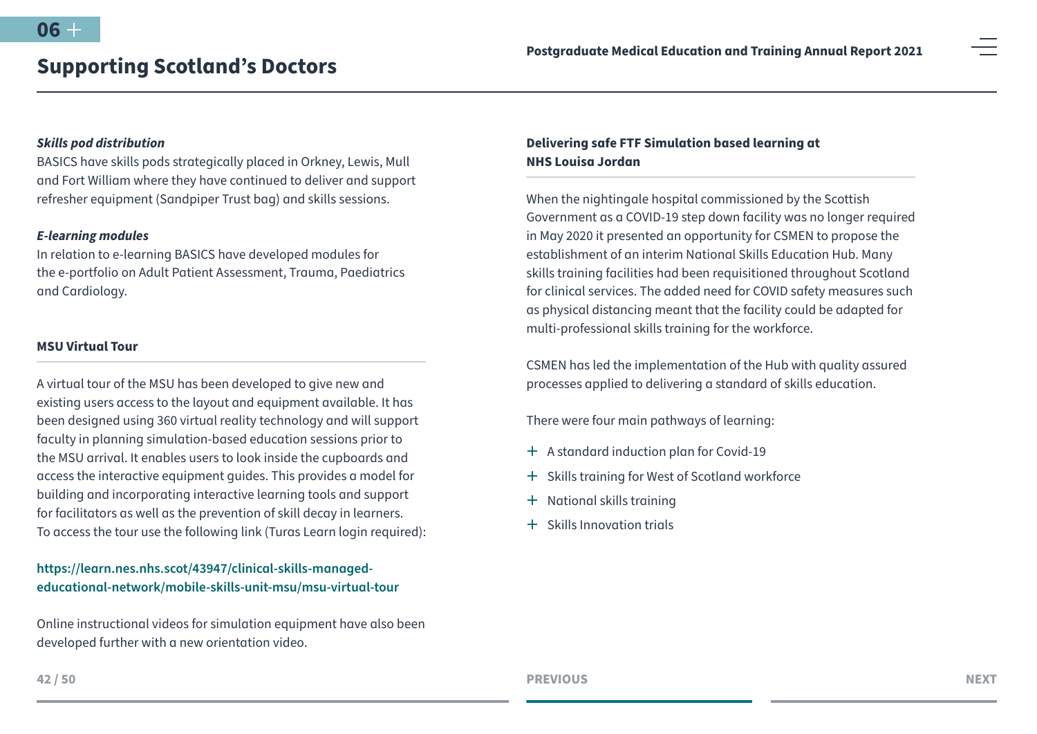### *Skills pod distribution*

BASICS have skills pods strategically placed in Orkney, Lewis, Mull and Fort William where they have continued to deliver and support refresher equipment (Sandpiper Trust bag) and skills sessions.

### *E-learning modules*

In relation to e-learning BASICS have developed modules for the e-portfolio on Adult Patient Assessment, Trauma, Paediatrics and Cardiology.

## MSU Virtual Tour

A virtual tour of the MSU has been developed to give new and existing users access to the layout and equipment available. It has been designed using 360 virtual reality technology and will support faculty in planning simulation-based education sessions prior to the MSU arrival. It enables users to look inside the cupboards and access the interactive equipment guides. This provides a model for building and incorporating interactive learning tools and support for facilitators as well as the prevention of skill decay in learners. To access the tour use the following link (Turas Learn login required):

**https://learn.nes.nhs.scot/43947/clinical-skills-managed-educational-network/mobile-skills-unit-msu/msu-virtual-tour**

Online instructional videos for simulation equipment have also been developed further with a new orientation video.

## Delivering safe FTF Simulation based learning at NHS Louisa Jordan

When the nightingale hospital commissioned by the Scottish Government as a COVID-19 step down facility was no longer required in May 2020 it presented an opportunity for CSMEN to propose the establishment of an interim National Skills Education Hub. Many skills training facilities had been requisitioned throughout Scotland for clinical services. The added need for COVID safety measures such as physical distancing meant that the facility could be adapted for multi-professional skills training for the workforce.

CSMEN has led the implementation of the Hub with quality assured processes applied to delivering a standard of skills education.

There were four main pathways of learning:

- A standard induction plan for Covid-19
- Skills training for West of Scotland workforce
- National skills training
- Skills Innovation trials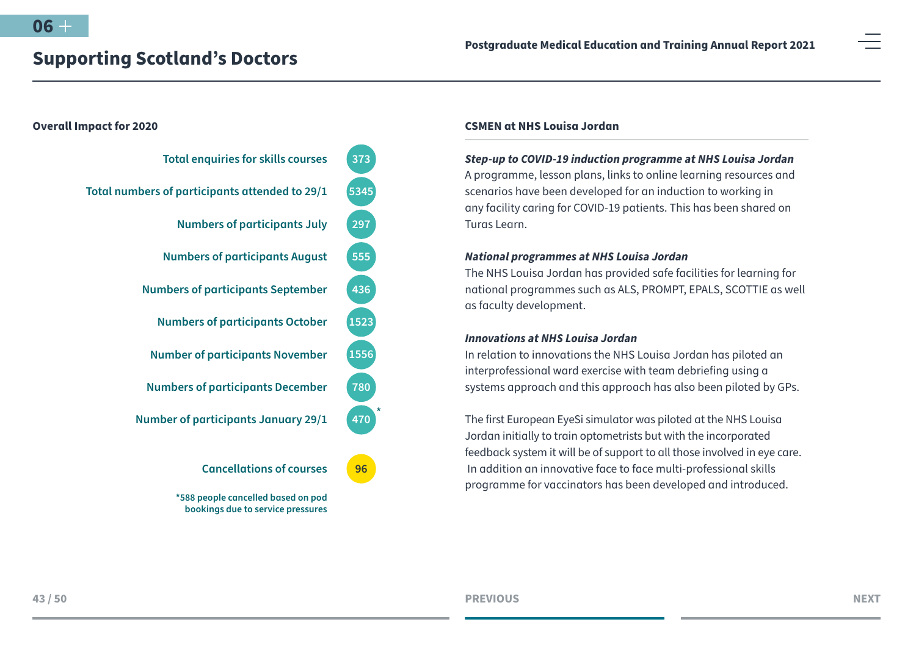# Supporting Scotland's Doctors

## Overall Impact for 2020

| Measure | Number |
| --- | --- |
| Total enquiries for skills courses | 373 |
| Total numbers of participants attended to 29/1 | 5345 |
| Numbers of participants July | 297 |
| Numbers of participants August | 555 |
| Numbers of participants September | 436 |
| Numbers of participants October | 1523 |
| Number of participants November | 1556 |
| Numbers of participants December | 780 |
| Number of participants January 29/1 | 470* |
| Cancellations of courses | 96 |

*588 people cancelled based on pod bookings due to service pressures

## CSMEN at NHS Louisa Jordan

***Step-up to COVID-19 induction programme at NHS Louisa Jordan***
A programme, lesson plans, links to online learning resources and scenarios have been developed for an induction to working in any facility caring for COVID-19 patients. This has been shared on Turas Learn.

***National programmes at NHS Louisa Jordan***
The NHS Louisa Jordan has provided safe facilities for learning for national programmes such as ALS, PROMPT, EPALS, SCOTTIE as well as faculty development.

***Innovations at NHS Louisa Jordan***
In relation to innovations the NHS Louisa Jordan has piloted an interprofessional ward exercise with team debriefing using a systems approach and this approach has also been piloted by GPs.

The first European EyeSi simulator was piloted at the NHS Louisa Jordan initially to train optometrists but with the incorporated feedback system it will be of support to all those involved in eye care. In addition an innovative face to face multi-professional skills programme for vaccinators has been developed and introduced.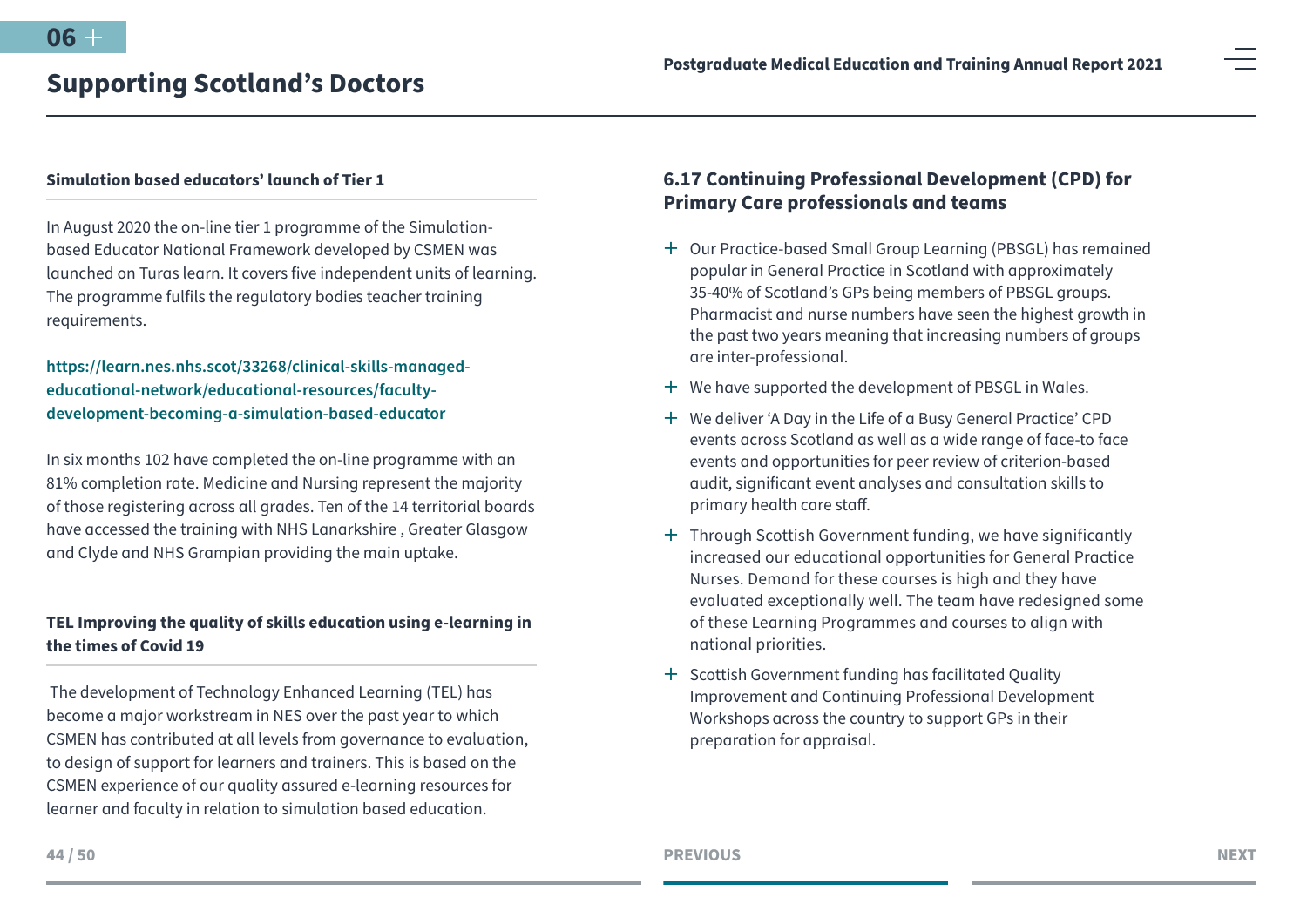## Supporting Scotland's Doctors

### Simulation based educators' launch of Tier 1

In August 2020 the on-line tier 1 programme of the Simulation-based Educator National Framework developed by CSMEN was launched on Turas learn. It covers five independent units of learning. The programme fulfils the regulatory bodies teacher training requirements.

**https://learn.nes.nhs.scot/33268/clinical-skills-managed-educational-network/educational-resources/faculty-development-becoming-a-simulation-based-educator**

In six months 102 have completed the on-line programme with an 81% completion rate. Medicine and Nursing represent the majority of those registering across all grades. Ten of the 14 territorial boards have accessed the training with NHS Lanarkshire , Greater Glasgow and Clyde and NHS Grampian providing the main uptake.

### TEL Improving the quality of skills education using e-learning in the times of Covid 19

The development of Technology Enhanced Learning (TEL) has become a major workstream in NES over the past year to which CSMEN has contributed at all levels from governance to evaluation, to design of support for learners and trainers. This is based on the CSMEN experience of our quality assured e-learning resources for learner and faculty in relation to simulation based education.

### 6.17 Continuing Professional Development (CPD) for Primary Care professionals and teams

- Our Practice-based Small Group Learning (PBSGL) has remained popular in General Practice in Scotland with approximately 35-40% of Scotland's GPs being members of PBSGL groups. Pharmacist and nurse numbers have seen the highest growth in the past two years meaning that increasing numbers of groups are inter-professional.
- We have supported the development of PBSGL in Wales.
- We deliver 'A Day in the Life of a Busy General Practice' CPD events across Scotland as well as a wide range of face-to face events and opportunities for peer review of criterion-based audit, significant event analyses and consultation skills to primary health care staff.
- Through Scottish Government funding, we have significantly increased our educational opportunities for General Practice Nurses. Demand for these courses is high and they have evaluated exceptionally well. The team have redesigned some of these Learning Programmes and courses to align with national priorities.
- Scottish Government funding has facilitated Quality Improvement and Continuing Professional Development Workshops across the country to support GPs in their preparation for appraisal.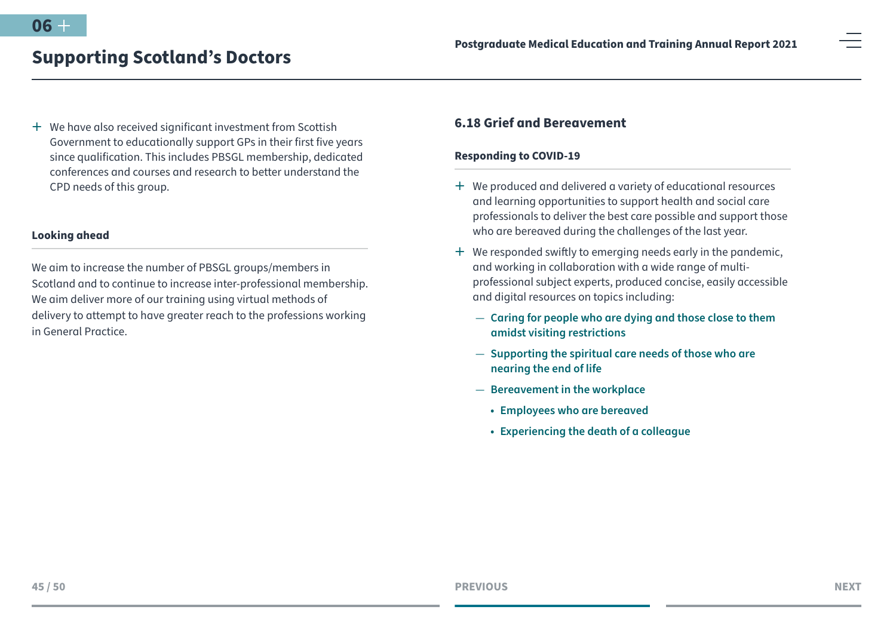- We have also received significant investment from Scottish Government to educationally support GPs in their first five years since qualification. This includes PBSGL membership, dedicated conferences and courses and research to better understand the CPD needs of this group.

#### Looking ahead

We aim to increase the number of PBSGL groups/members in Scotland and to continue to increase inter-professional membership. We aim deliver more of our training using virtual methods of delivery to attempt to have greater reach to the professions working in General Practice.

### 6.18 Grief and Bereavement

#### Responding to COVID-19

- We produced and delivered a variety of educational resources and learning opportunities to support health and social care professionals to deliver the best care possible and support those who are bereaved during the challenges of the last year.
- We responded swiftly to emerging needs early in the pandemic, and working in collaboration with a wide range of multi-professional subject experts, produced concise, easily accessible and digital resources on topics including:
  - **Caring for people who are dying and those close to them amidst visiting restrictions**
  - **Supporting the spiritual care needs of those who are nearing the end of life**
  - **Bereavement in the workplace**
    - **Employees who are bereaved**
    - **Experiencing the death of a colleague**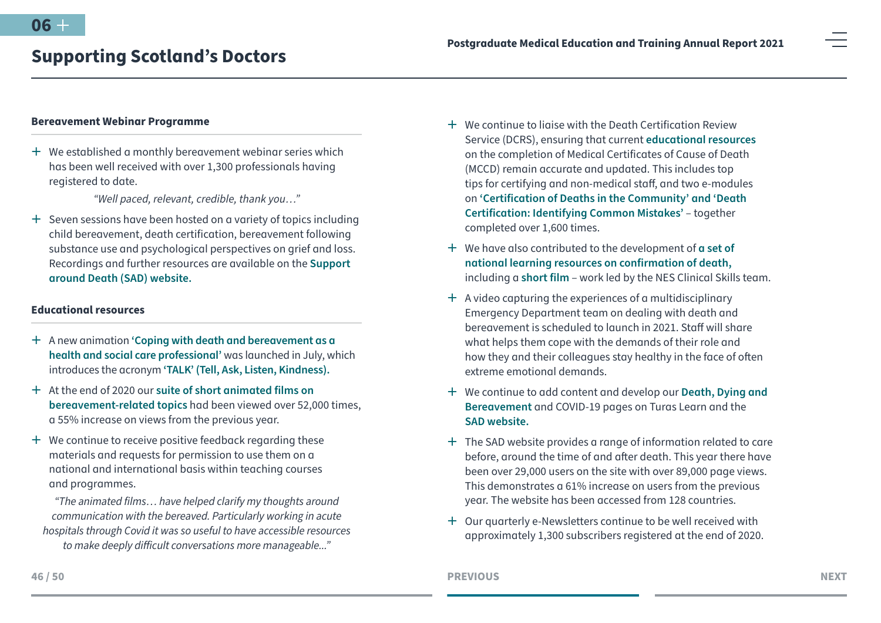## Supporting Scotland's Doctors

### Bereavement Webinar Programme

- We established a monthly bereavement webinar series which has been well received with over 1,300 professionals having registered to date.

  *"Well paced, relevant, credible, thank you…"*

- Seven sessions have been hosted on a variety of topics including child bereavement, death certification, bereavement following substance use and psychological perspectives on grief and loss. Recordings and further resources are available on the **Support around Death (SAD) website.**

### Educational resources

- A new animation **'Coping with death and bereavement as a health and social care professional'** was launched in July, which introduces the acronym **'TALK' (Tell, Ask, Listen, Kindness).**
- At the end of 2020 our **suite of short animated films on bereavement-related topics** had been viewed over 52,000 times, a 55% increase on views from the previous year.
- We continue to receive positive feedback regarding these materials and requests for permission to use them on a national and international basis within teaching courses and programmes.

  *"The animated films… have helped clarify my thoughts around communication with the bereaved. Particularly working in acute hospitals through Covid it was so useful to have accessible resources to make deeply difficult conversations more manageable..."*

- We continue to liaise with the Death Certification Review Service (DCRS), ensuring that current **educational resources** on the completion of Medical Certificates of Cause of Death (MCCD) remain accurate and updated. This includes top tips for certifying and non-medical staff, and two e-modules on **'Certification of Deaths in the Community' and 'Death Certification: Identifying Common Mistakes'** – together completed over 1,600 times.
- We have also contributed to the development of **a set of national learning resources on confirmation of death,** including a **short film** – work led by the NES Clinical Skills team.
- A video capturing the experiences of a multidisciplinary Emergency Department team on dealing with death and bereavement is scheduled to launch in 2021. Staff will share what helps them cope with the demands of their role and how they and their colleagues stay healthy in the face of often extreme emotional demands.
- We continue to add content and develop our **Death, Dying and Bereavement** and COVID-19 pages on Turas Learn and the **SAD website.**
- The SAD website provides a range of information related to care before, around the time of and after death. This year there have been over 29,000 users on the site with over 89,000 page views. This demonstrates a 61% increase on users from the previous year. The website has been accessed from 128 countries.
- Our quarterly e-Newsletters continue to be well received with approximately 1,300 subscribers registered at the end of 2020.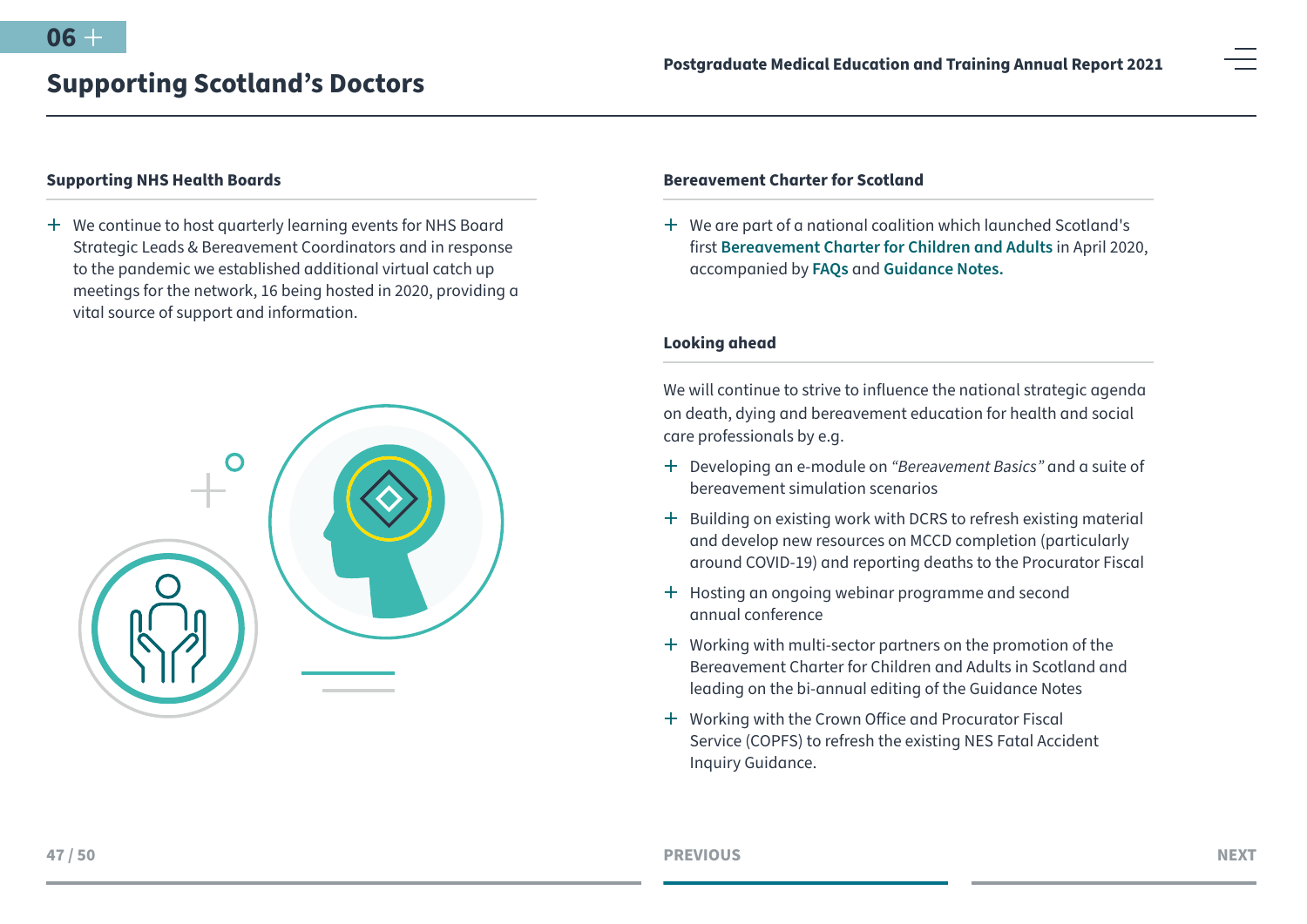## Supporting Scotland's Doctors

### Supporting NHS Health Boards

- We continue to host quarterly learning events for NHS Board Strategic Leads & Bereavement Coordinators and in response to the pandemic we established additional virtual catch up meetings for the network, 16 being hosted in 2020, providing a vital source of support and information.

### Bereavement Charter for Scotland

- We are part of a national coalition which launched Scotland's first **Bereavement Charter for Children and Adults** in April 2020, accompanied by **FAQs** and **Guidance Notes.**

### Looking ahead

We will continue to strive to influence the national strategic agenda on death, dying and bereavement education for health and social care professionals by e.g.

- Developing an e-module on *"Bereavement Basics"* and a suite of bereavement simulation scenarios
- Building on existing work with DCRS to refresh existing material and develop new resources on MCCD completion (particularly around COVID-19) and reporting deaths to the Procurator Fiscal
- Hosting an ongoing webinar programme and second annual conference
- Working with multi-sector partners on the promotion of the Bereavement Charter for Children and Adults in Scotland and leading on the bi-annual editing of the Guidance Notes
- Working with the Crown Office and Procurator Fiscal Service (COPFS) to refresh the existing NES Fatal Accident Inquiry Guidance.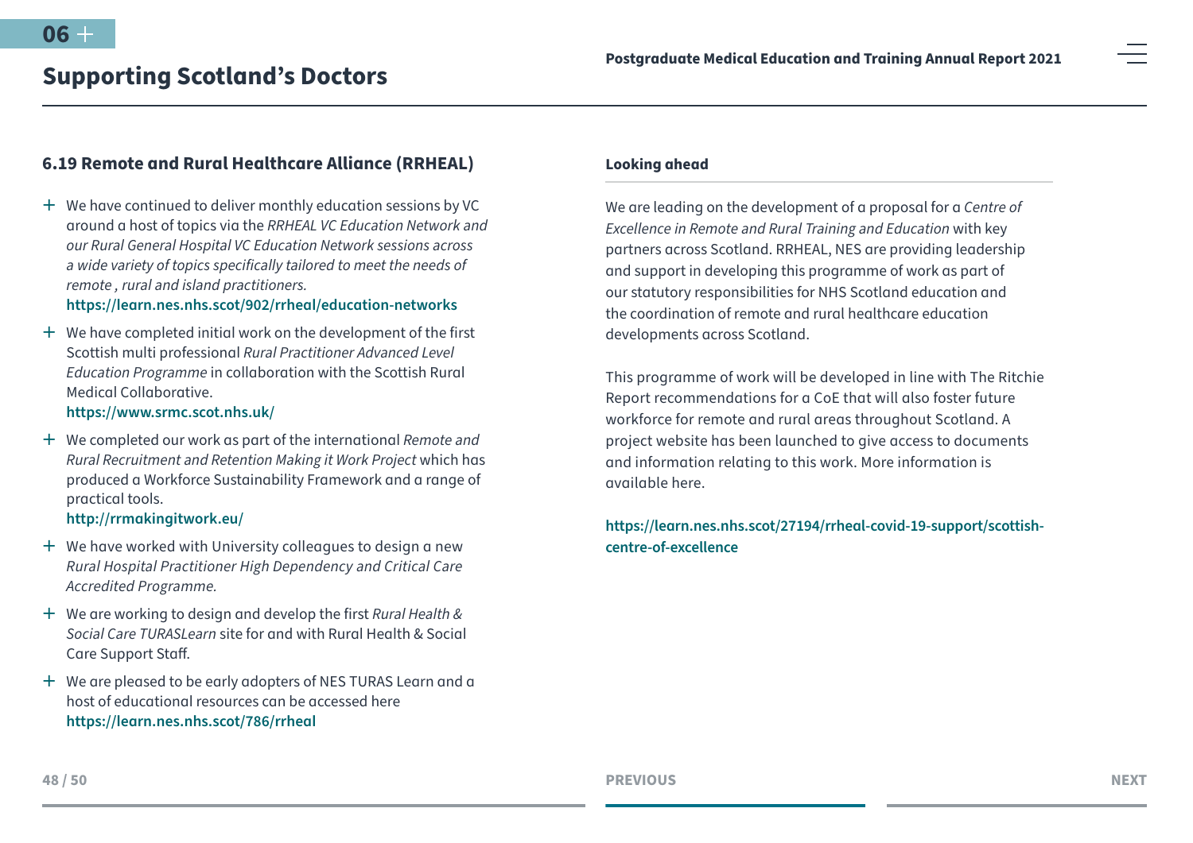## 6.19 Remote and Rural Healthcare Alliance (RRHEAL)

- We have continued to deliver monthly education sessions by VC around a host of topics via the *RRHEAL VC Education Network and our Rural General Hospital VC Education Network sessions across a wide variety of topics specifically tailored to meet the needs of remote , rural and island practitioners.*
  **https://learn.nes.nhs.scot/902/rrheal/education-networks**
- We have completed initial work on the development of the first Scottish multi professional *Rural Practitioner Advanced Level Education Programme* in collaboration with the Scottish Rural Medical Collaborative.
  **https://www.srmc.scot.nhs.uk/**
- We completed our work as part of the international *Remote and Rural Recruitment and Retention Making it Work Project* which has produced a Workforce Sustainability Framework and a range of practical tools.
  **http://rrmakingitwork.eu/**
- We have worked with University colleagues to design a new *Rural Hospital Practitioner High Dependency and Critical Care Accredited Programme.*
- We are working to design and develop the first *Rural Health & Social Care TURASLearn* site for and with Rural Health & Social Care Support Staff.
- We are pleased to be early adopters of NES TURAS Learn and a host of educational resources can be accessed here **https://learn.nes.nhs.scot/786/rrheal**

### Looking ahead

We are leading on the development of a proposal for a *Centre of Excellence in Remote and Rural Training and Education* with key partners across Scotland. RRHEAL, NES are providing leadership and support in developing this programme of work as part of our statutory responsibilities for NHS Scotland education and the coordination of remote and rural healthcare education developments across Scotland.

This programme of work will be developed in line with The Ritchie Report recommendations for a CoE that will also foster future workforce for remote and rural areas throughout Scotland. A project website has been launched to give access to documents and information relating to this work. More information is available here.

**https://learn.nes.nhs.scot/27194/rrheal-covid-19-support/scottish-centre-of-excellence**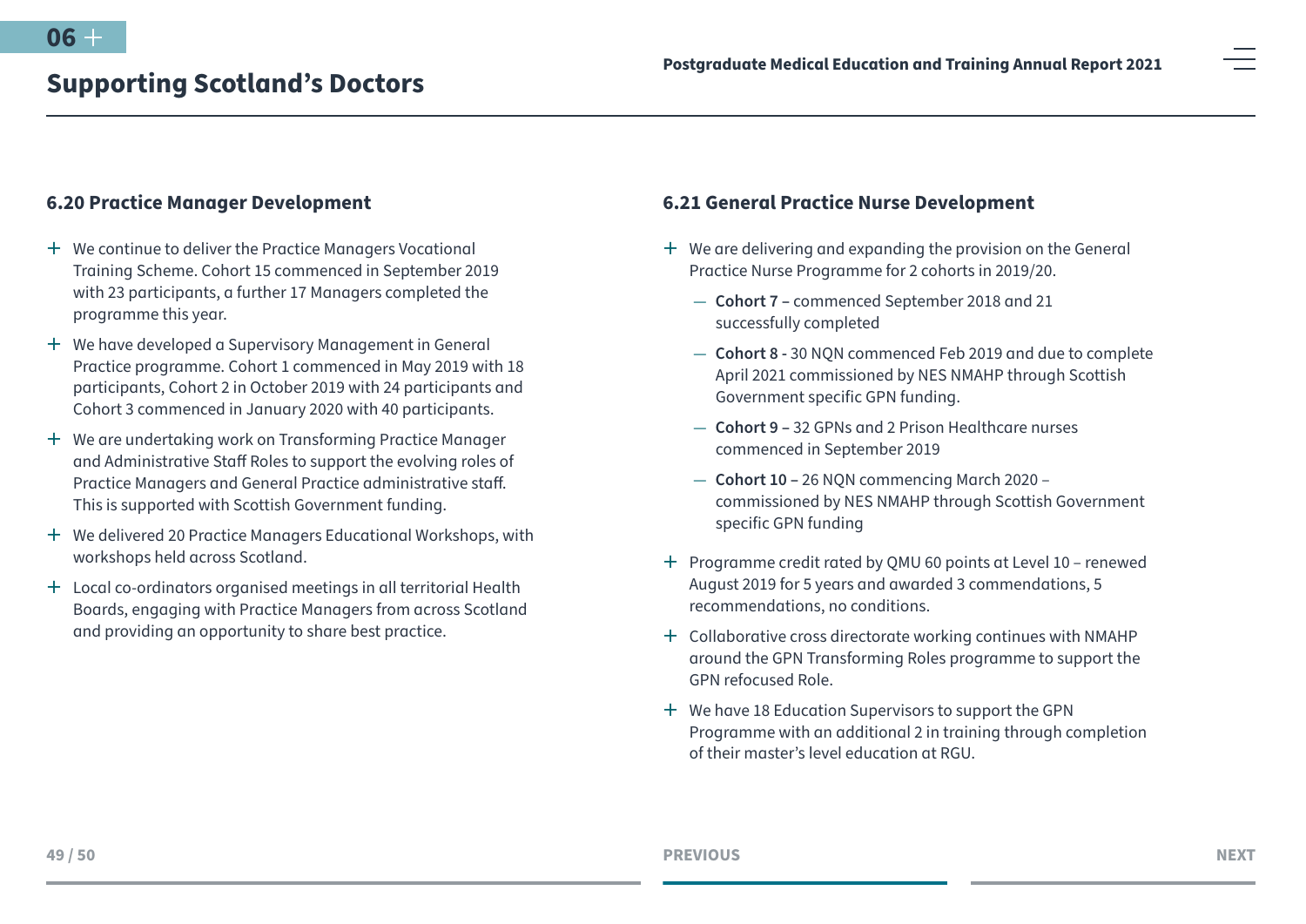## 6.20 Practice Manager Development

- We continue to deliver the Practice Managers Vocational Training Scheme. Cohort 15 commenced in September 2019 with 23 participants, a further 17 Managers completed the programme this year.
- We have developed a Supervisory Management in General Practice programme. Cohort 1 commenced in May 2019 with 18 participants, Cohort 2 in October 2019 with 24 participants and Cohort 3 commenced in January 2020 with 40 participants.
- We are undertaking work on Transforming Practice Manager and Administrative Staff Roles to support the evolving roles of Practice Managers and General Practice administrative staff. This is supported with Scottish Government funding.
- We delivered 20 Practice Managers Educational Workshops, with workshops held across Scotland.
- Local co-ordinators organised meetings in all territorial Health Boards, engaging with Practice Managers from across Scotland and providing an opportunity to share best practice.

## 6.21 General Practice Nurse Development

- We are delivering and expanding the provision on the General Practice Nurse Programme for 2 cohorts in 2019/20.
  - **Cohort 7** – commenced September 2018 and 21 successfully completed
  - **Cohort 8 -** 30 NQN commenced Feb 2019 and due to complete April 2021 commissioned by NES NMAHP through Scottish Government specific GPN funding.
  - **Cohort 9** – 32 GPNs and 2 Prison Healthcare nurses commenced in September 2019
  - **Cohort 10** – 26 NQN commencing March 2020 – commissioned by NES NMAHP through Scottish Government specific GPN funding
- Programme credit rated by QMU 60 points at Level 10 – renewed August 2019 for 5 years and awarded 3 commendations, 5 recommendations, no conditions.
- Collaborative cross directorate working continues with NMAHP around the GPN Transforming Roles programme to support the GPN refocused Role.
- We have 18 Education Supervisors to support the GPN Programme with an additional 2 in training through completion of their master's level education at RGU.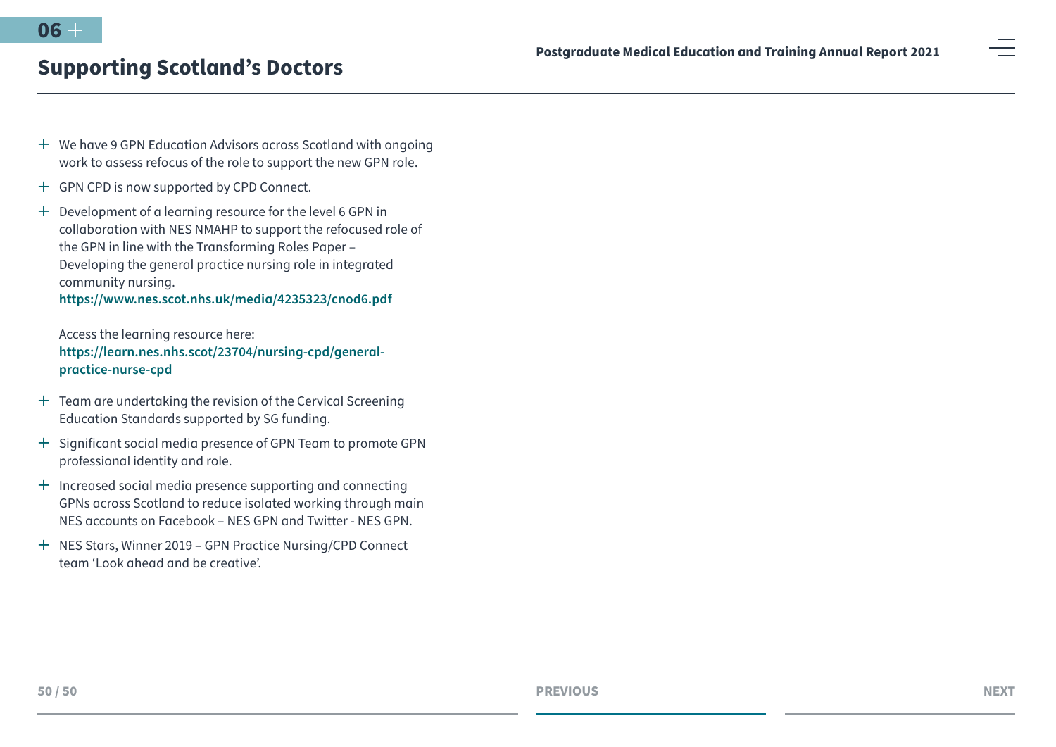- We have 9 GPN Education Advisors across Scotland with ongoing work to assess refocus of the role to support the new GPN role.
- GPN CPD is now supported by CPD Connect.
- Development of a learning resource for the level 6 GPN in collaboration with NES NMAHP to support the refocused role of the GPN in line with the Transforming Roles Paper – Developing the general practice nursing role in integrated community nursing.
  **https://www.nes.scot.nhs.uk/media/4235323/cnod6.pdf**

  Access the learning resource here:
  **https://learn.nes.nhs.scot/23704/nursing-cpd/general-practice-nurse-cpd**
- Team are undertaking the revision of the Cervical Screening Education Standards supported by SG funding.
- Significant social media presence of GPN Team to promote GPN professional identity and role.
- Increased social media presence supporting and connecting GPNs across Scotland to reduce isolated working through main NES accounts on Facebook – NES GPN and Twitter - NES GPN.
- NES Stars, Winner 2019 – GPN Practice Nursing/CPD Connect team 'Look ahead and be creative'.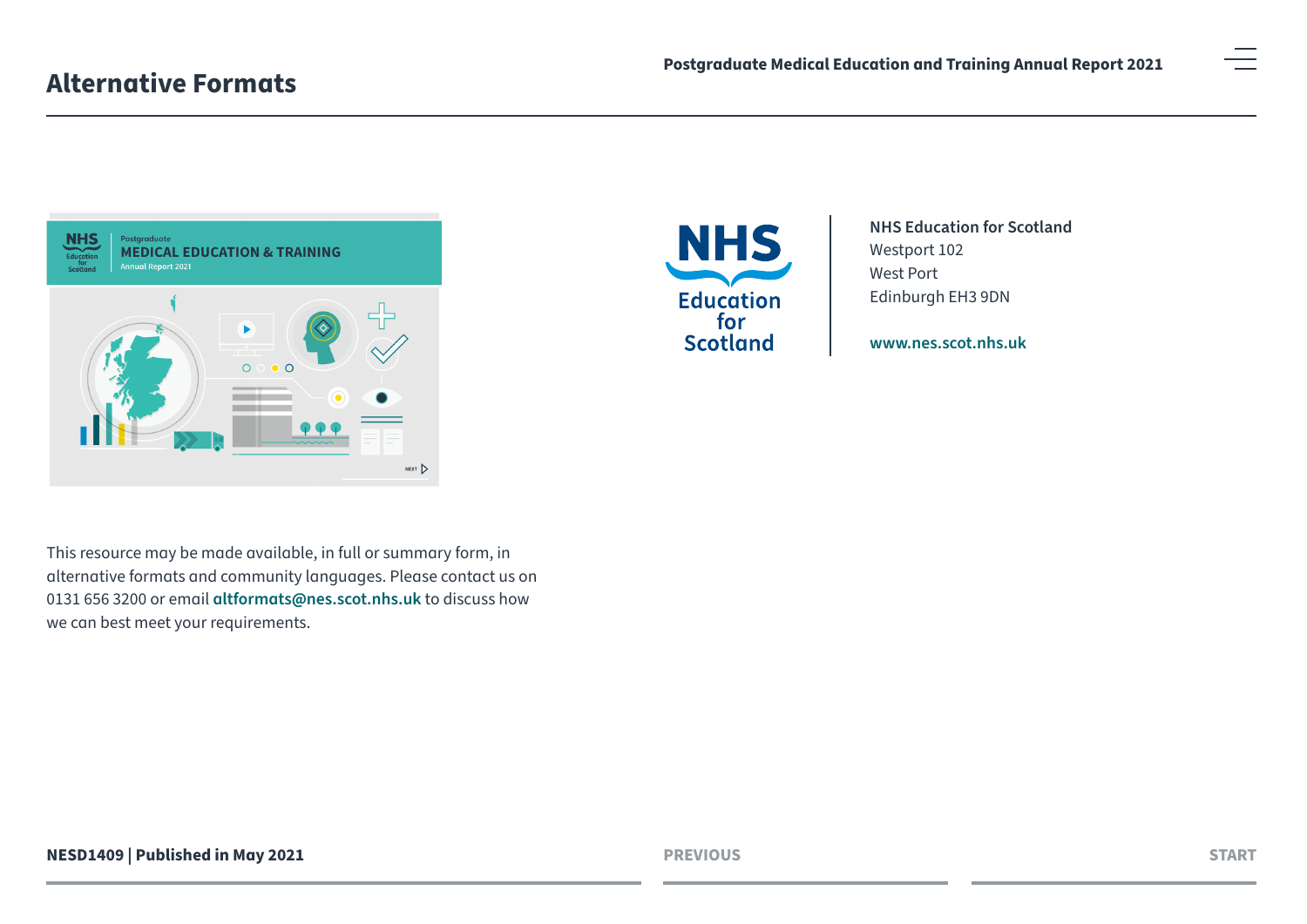# Alternative Formats

NHS Education for Scotland
Westport 102
West Port
Edinburgh EH3 9DN

**www.nes.scot.nhs.uk**

This resource may be made available, in full or summary form, in alternative formats and community languages. Please contact us on 0131 656 3200 or email **altformats@nes.scot.nhs.uk** to discuss how we can best meet your requirements.

**NESD1409 | Published in May 2021**